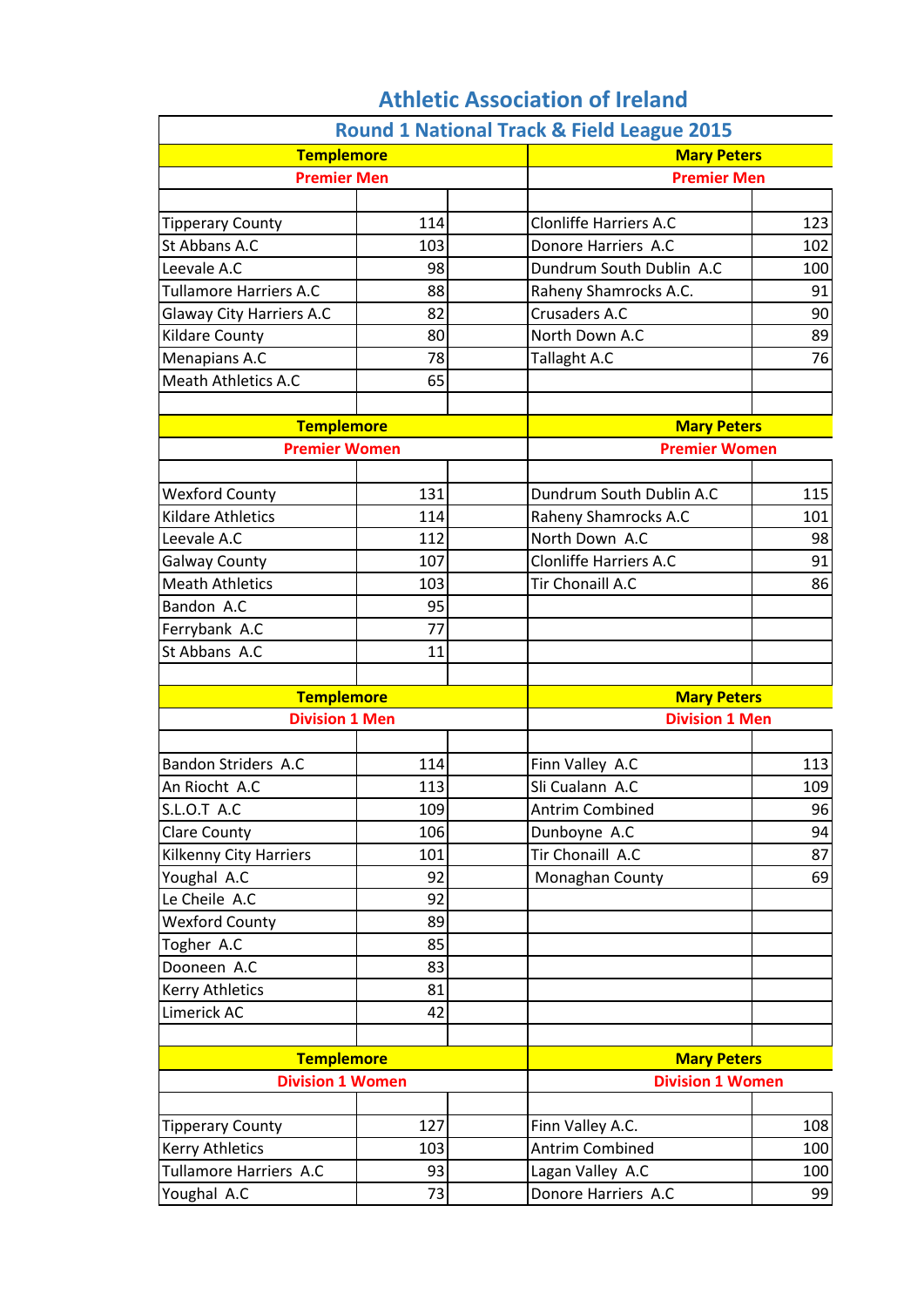# Athletic Association of Ireland

## Round 1 National Track & Field League 2015

| Templemore | | Mary Peters | |
|---|---|---|---|
| **Premier Men** | | **Premier Men** | |
| Tipperary County | 114 | Clonliffe Harriers A.C | 123 |
| St Abbans A.C | 103 | Donore Harriers A.C | 102 |
| Leevale A.C | 98 | Dundrum South Dublin A.C | 100 |
| Tullamore Harriers A.C | 88 | Raheny Shamrocks A.C. | 91 |
| Glaway City Harriers A.C | 82 | Crusaders A.C | 90 |
| Kildare County | 80 | North Down A.C | 89 |
| Menapians A.C | 78 | Tallaght A.C | 76 |
| Meath Athletics A.C | 65 | | |

| Templemore | | Mary Peters | |
|---|---|---|---|
| **Premier Women** | | **Premier Women** | |
| Wexford County | 131 | Dundrum South Dublin A.C | 115 |
| Kildare Athletics | 114 | Raheny Shamrocks A.C | 101 |
| Leevale A.C | 112 | North Down A.C | 98 |
| Galway County | 107 | Clonliffe Harriers A.C | 91 |
| Meath Athletics | 103 | Tir Chonaill A.C | 86 |
| Bandon A.C | 95 | | |
| Ferrybank A.C | 77 | | |
| St Abbans A.C | 11 | | |

| Templemore | | Mary Peters | |
|---|---|---|---|
| **Division 1 Men** | | **Division 1 Men** | |
| Bandon Striders A.C | 114 | Finn Valley A.C | 113 |
| An Riocht A.C | 113 | Sli Cualann A.C | 109 |
| S.L.O.T A.C | 109 | Antrim Combined | 96 |
| Clare County | 106 | Dunboyne A.C | 94 |
| Kilkenny City Harriers | 101 | Tir Chonaill A.C | 87 |
| Youghal A.C | 92 | Monaghan County | 69 |
| Le Cheile A.C | 92 | | |
| Wexford County | 89 | | |
| Togher A.C | 85 | | |
| Dooneen A.C | 83 | | |
| Kerry Athletics | 81 | | |
| Limerick AC | 42 | | |

| Templemore | | Mary Peters | |
|---|---|---|---|
| **Division 1 Women** | | **Division 1 Women** | |
| Tipperary County | 127 | Finn Valley A.C. | 108 |
| Kerry Athletics | 103 | Antrim Combined | 100 |
| Tullamore Harriers A.C | 93 | Lagan Valley A.C | 100 |
| Youghal A.C | 73 | Donore Harriers A.C | 99 |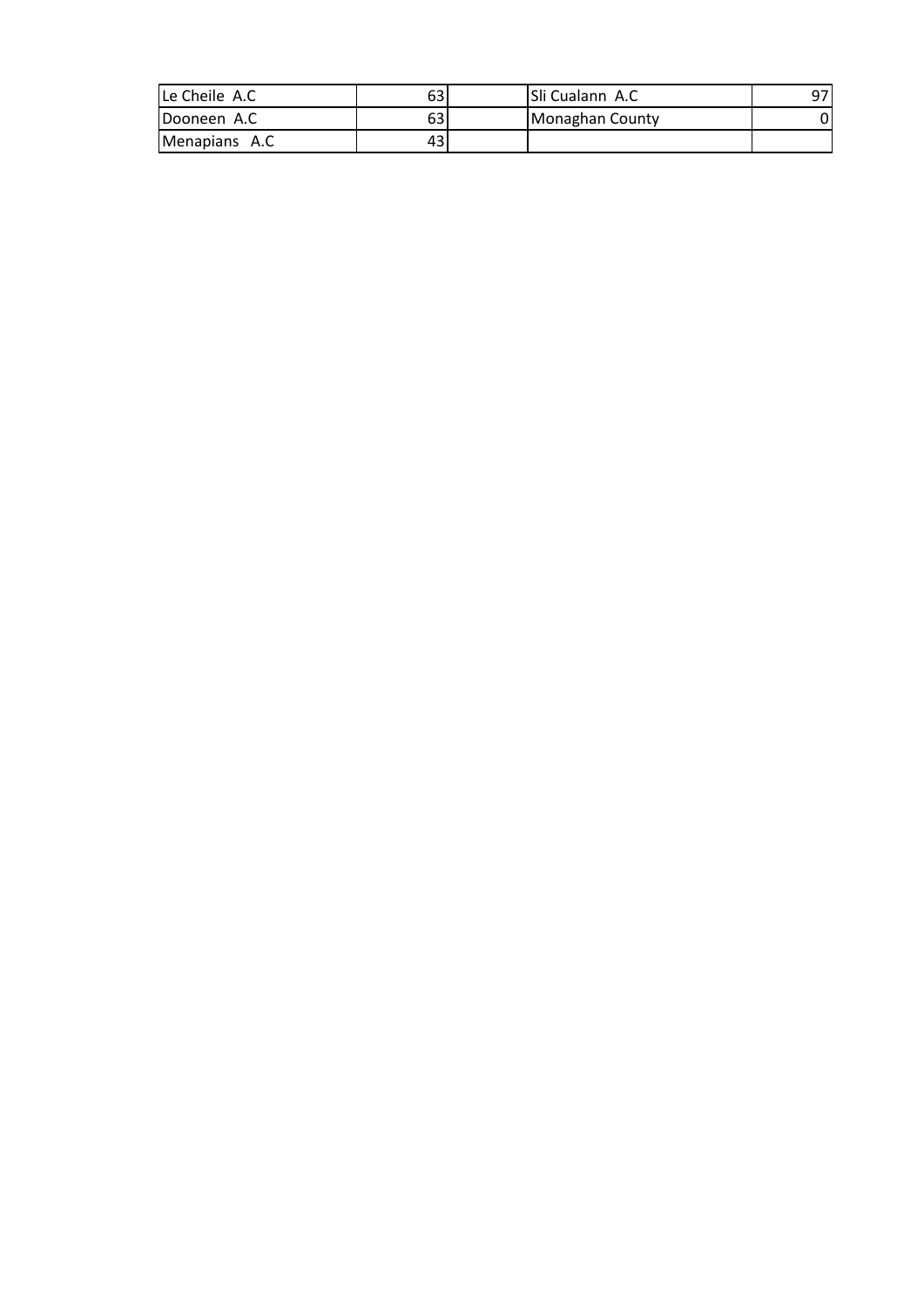| | | | | |
|---|---|---|---|---|
| Le Cheile A.C | 63 | | Sli Cualann A.C | 97 |
| Dooneen A.C | 63 | | Monaghan County | 0 |
| Menapians A.C | 43 | | | |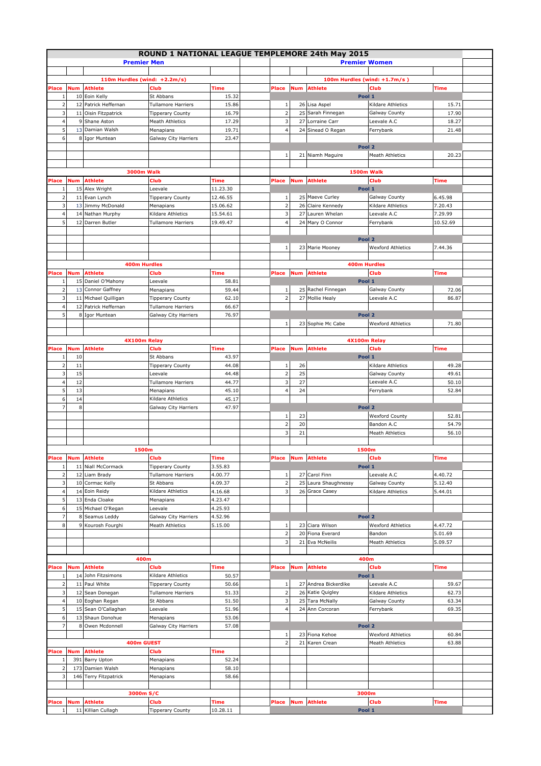# ROUND 1 NATIONAL LEAGUE TEMPLEMORE 24th May 2015

## Premier Men

### 110m Hurdles (wind: +2.2m/s)

| Place | Num | Athlete | Club | Time |
|---|---|---|---|---|
| 1 | 10 | Eoin Kelly | St Abbans | 15.32 |
| 2 | 12 | Patrick Heffernan | Tullamore Harriers | 15.86 |
| 3 | 11 | Oisin Fitzpatrick | Tipperary County | 16.79 |
| 4 | 9 | Shane Aston | Meath Athletics | 17.29 |
| 5 | 13 | Damian Walsh | Menapians | 19.71 |
| 6 | 8 | Igor Muntean | Galway City Harriers | 23.47 |

### 3000m Walk

| Place | Num | Athlete | Club | Time |
|---|---|---|---|---|
| 1 | 15 | Alex Wright | Leevale | 11.23.30 |
| 2 | 11 | Evan Lynch | Tipperary County | 12.46.55 |
| 3 | 13 | Jimmy McDonald | Menapians | 15.06.62 |
| 4 | 14 | Nathan Murphy | Kildare Athletics | 15.54.61 |
| 5 | 12 | Darren Butler | Tullamore Harriers | 19.49.47 |

### 400m Hurdles

| Place | Num | Athlete | Club | Time |
|---|---|---|---|---|
| 1 | 15 | Daniel O'Mahony | Leevale | 58.81 |
| 2 | 13 | Connor Gaffney | Menapians | 59.44 |
| 3 | 11 | Michael Quilligan | Tipperary County | 62.10 |
| 4 | 12 | Patrick Heffernan | Tullamore Harriers | 66.67 |
| 5 | 8 | Igor Muntean | Galway City Harriers | 76.97 |

### 4X100m Relay

| Place | Num | Athlete | Club | Time |
|---|---|---|---|---|
| 1 | 10 | | St Abbans | 43.97 |
| 2 | 11 | | Tipperary County | 44.08 |
| 3 | 15 | | Leevale | 44.48 |
| 4 | 12 | | Tullamore Harriers | 44.77 |
| 5 | 13 | | Menapians | 45.10 |
| 6 | 14 | | Kildare Athletics | 45.17 |
| 7 | 8 | | Galway City Harriers | 47.97 |

### 1500m

| Place | Num | Athlete | Club | Time |
|---|---|---|---|---|
| 1 | 11 | Niall McCormack | Tipperary County | 3.55.83 |
| 2 | 12 | Liam Brady | Tullamore Harriers | 4.00.77 |
| 3 | 10 | Cormac Kelly | St Abbans | 4.09.37 |
| 4 | 14 | Eoin Reidy | Kildare Athletics | 4.16.68 |
| 5 | 13 | Enda Cloake | Menapians | 4.23.47 |
| 6 | 15 | Michael O'Regan | Leevale | 4.25.93 |
| 7 | 8 | Seamus Leddy | Galway City Harriers | 4.52.96 |
| 8 | 9 | Kourosh Fourghi | Meath Athletics | 5.15.00 |

### 400m

| Place | Num | Athlete | Club | Time |
|---|---|---|---|---|
| 1 | 14 | John Fitzsimons | Kildare Athletics | 50.57 |
| 2 | 11 | Paul White | Tipperary County | 50.66 |
| 3 | 12 | Sean Donegan | Tullamore Harriers | 51.33 |
| 4 | 10 | Eoghan Regan | St Abbans | 51.50 |
| 5 | 15 | Sean O'Callaghan | Leevale | 51.96 |
| 6 | 13 | Shaun Donohue | Menapians | 53.06 |
| 7 | 8 | Owen Mcdonnell | Galway City Harriers | 57.08 |

### 400m GUEST

| Place | Num | Athlete | Club | Time |
|---|---|---|---|---|
| 1 | 391 | Barry Upton | Menapians | 52.24 |
| 2 | 173 | Damien Walsh | Menapians | 58.10 |
| 3 | 146 | Terry Fitzpatrick | Menapians | 58.66 |

### 3000m S/C

| Place | Num | Athlete | Club | Time |
|---|---|---|---|---|
| 1 | 11 | Killian Cullagh | Tipperary County | 10.28.11 |

## Premier Women

### 100m Hurdles (wind: +1.7m/s )

| Place | Num | Athlete | Club | Time |
|---|---|---|---|---|
| **Pool 1** | | | | |
| 1 | 26 | Lisa Aspel | Kildare Athletics | 15.71 |
| 2 | 25 | Sarah Finnegan | Galway County | 17.90 |
| 3 | 27 | Lorraine Carr | Leevale A.C | 18.27 |
| 4 | 24 | Sinead O Regan | Ferrybank | 21.48 |
| **Pool 2** | | | | |
| 1 | 21 | Niamh Maguire | Meath Athletics | 20.23 |

### 1500m Walk

| Place | Num | Athlete | Club | Time |
|---|---|---|---|---|
| **Pool 1** | | | | |
| 1 | 25 | Maeve Curley | Galway County | 6.45.98 |
| 2 | 26 | Claire Kennedy | Kildare Athletics | 7.20.43 |
| 3 | 27 | Lauren Whelan | Leevale A.C | 7.29.99 |
| 4 | 24 | Mary O Connor | Ferrybank | 10.52.69 |
| **Pool 2** | | | | |
| 1 | 23 | Marie Mooney | Wexford Athletics | 7.44.36 |

### 400m Hurdles

| Place | Num | Athlete | Club | Time |
|---|---|---|---|---|
| **Pool 1** | | | | |
| 1 | 25 | Rachel Finnegan | Galway County | 72.06 |
| 2 | 27 | Mollie Healy | Leevale A.C | 86.87 |
| **Pool 2** | | | | |
| 1 | 23 | Sophie Mc Cabe | Wexford Athletics | 71.80 |

### 4X100m Relay

| Place | Num | Athlete | Club | Time |
|---|---|---|---|---|
| **Pool 1** | | | | |
| 1 | 26 | | Kildare Athletics | 49.28 |
| 2 | 25 | | Galway County | 49.61 |
| 3 | 27 | | Leevale A.C | 50.10 |
| 4 | 24 | | Ferrybank | 52.84 |
| **Pool 2** | | | | |
| 1 | 23 | | Wexford County | 52.81 |
| 2 | 20 | | Bandon A.C | 54.79 |
| 3 | 21 | | Meath Athletics | 56.10 |

### 1500m

| Place | Num | Athlete | Club | Time |
|---|---|---|---|---|
| **Pool 1** | | | | |
| 1 | 27 | Carol Finn | Leevale A.C | 4.40.72 |
| 2 | 25 | Laura Shaughnessy | Galway County | 5.12.40 |
| 3 | 26 | Grace Casey | Kildare Athletics | 5.44.01 |
| **Pool 2** | | | | |
| 1 | 23 | Ciara Wilson | Wexford Athletics | 4.47.72 |
| 2 | 20 | Fiona Everard | Bandon | 5.01.69 |
| 3 | 21 | Eva McNeilis | Meath Athletics | 5.09.57 |

### 400m

| Place | Num | Athlete | Club | Time |
|---|---|---|---|---|
| **Pool 1** | | | | |
| 1 | 27 | Andrea Bickerdike | Leevale A.C | 59.67 |
| 2 | 26 | Katie Quigley | Kildare Athletics | 62.73 |
| 3 | 25 | Tara McNally | Galway County | 63.34 |
| 4 | 24 | Ann Corcoran | Ferrybank | 69.35 |
| **Pool 2** | | | | |
| 1 | 23 | Fiona Kehoe | Wexford Athletics | 60.84 |
| 2 | 21 | Karen Crean | Meath Athletics | 63.88 |

### 3000m

| Place | Num | Athlete | Club | Time |
|---|---|---|---|---|
| **Pool 1** | | | | |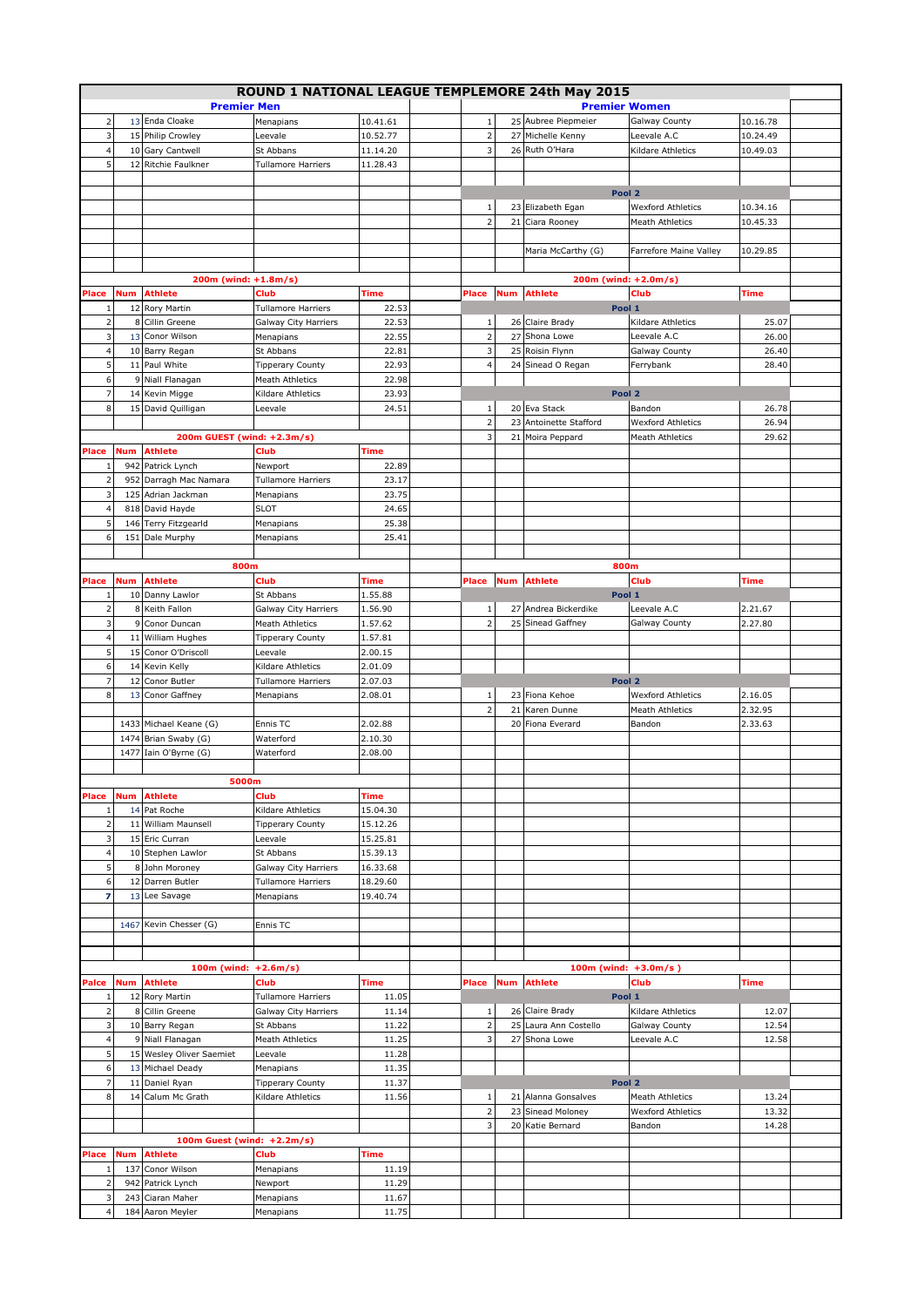# ROUND 1 NATIONAL LEAGUE TEMPLEMORE 24th May 2015

## Premier Men

| Place | Num | Athlete | Club | Time |
|---|---|---|---|---|
| 2 | 13 | Enda Cloake | Menapians | 10.41.61 |
| 3 | 15 | Philip Crowley | Leevale | 10.52.77 |
| 4 | 10 | Gary Cantwell | St Abbans | 11.14.20 |
| 5 | 12 | Ritchie Faulkner | Tullamore Harriers | 11.28.43 |

### 200m (wind: +1.8m/s)

| Place | Num | Athlete | Club | Time |
|---|---|---|---|---|
| 1 | 12 | Rory Martin | Tullamore Harriers | 22.53 |
| 2 | 8 | Cillin Greene | Galway City Harriers | 22.53 |
| 3 | 13 | Conor Wilson | Menapians | 22.55 |
| 4 | 10 | Barry Regan | St Abbans | 22.81 |
| 5 | 11 | Paul White | Tipperary County | 22.93 |
| 6 | 9 | Niall Flanagan | Meath Athletics | 22.98 |
| 7 | 14 | Kevin Migge | Kildare Athletics | 23.93 |
| 8 | 15 | David Quilligan | Leevale | 24.51 |

### 200m GUEST (wind: +2.3m/s)

| Place | Num | Athlete | Club | Time |
|---|---|---|---|---|
| 1 | 942 | Patrick Lynch | Newport | 22.89 |
| 2 | 952 | Darragh Mac Namara | Tullamore Harriers | 23.17 |
| 3 | 125 | Adrian Jackman | Menapians | 23.75 |
| 4 | 818 | David Hayde | SLOT | 24.65 |
| 5 | 146 | Terry Fitzgearld | Menapians | 25.38 |
| 6 | 151 | Dale Murphy | Menapians | 25.41 |

### 800m

| Place | Num | Athlete | Club | Time |
|---|---|---|---|---|
| 1 | 10 | Danny Lawlor | St Abbans | 1.55.88 |
| 2 | 8 | Keith Fallon | Galway City Harriers | 1.56.90 |
| 3 | 9 | Conor Duncan | Meath Athletics | 1.57.62 |
| 4 | 11 | William Hughes | Tipperary County | 1.57.81 |
| 5 | 15 | Conor O'Driscoll | Leevale | 2.00.15 |
| 6 | 14 | Kevin Kelly | Kildare Athletics | 2.01.09 |
| 7 | 12 | Conor Butler | Tullamore Harriers | 2.07.03 |
| 8 | 13 | Conor Gaffney | Menapians | 2.08.01 |
| | 1433 | Michael Keane (G) | Ennis TC | 2.02.88 |
| | 1474 | Brian Swaby (G) | Waterford | 2.10.30 |
| | 1477 | Iain O'Byrne (G) | Waterford | 2.08.00 |

### 5000m

| Place | Num | Athlete | Club | Time |
|---|---|---|---|---|
| 1 | 14 | Pat Roche | Kildare Athletics | 15.04.30 |
| 2 | 11 | William Maunsell | Tipperary County | 15.12.26 |
| 3 | 15 | Eric Curran | Leevale | 15.25.81 |
| 4 | 10 | Stephen Lawlor | St Abbans | 15.39.13 |
| 5 | 8 | John Moroney | Galway City Harriers | 16.33.68 |
| 6 | 12 | Darren Butler | Tullamore Harriers | 18.29.60 |
| 7 | 13 | Lee Savage | Menapians | 19.40.74 |
| | 1467 | Kevin Chesser (G) | Ennis TC | |

### 100m (wind: +2.6m/s)

| Palce | Num | Athlete | Club | Time |
|---|---|---|---|---|
| 1 | 12 | Rory Martin | Tullamore Harriers | 11.05 |
| 2 | 8 | Cillin Greene | Galway City Harriers | 11.14 |
| 3 | 10 | Barry Regan | St Abbans | 11.22 |
| 4 | 9 | Niall Flanagan | Meath Athletics | 11.25 |
| 5 | 15 | Wesley Oliver Saemiet | Leevale | 11.28 |
| 6 | 13 | Michael Deady | Menapians | 11.35 |
| 7 | 11 | Daniel Ryan | Tipperary County | 11.37 |
| 8 | 14 | Calum Mc Grath | Kildare Athletics | 11.56 |

### 100m Guest (wind: +2.2m/s)

| Place | Num | Athlete | Club | Time |
|---|---|---|---|---|
| 1 | 137 | Conor Wilson | Menapians | 11.19 |
| 2 | 942 | Patrick Lynch | Newport | 11.29 |
| 3 | 243 | Ciaran Maher | Menapians | 11.67 |
| 4 | 184 | Aaron Meyler | Menapians | 11.75 |

## Premier Women

| Place | Num | Athlete | Club | Time |
|---|---|---|---|---|
| 1 | 25 | Aubree Piepmeier | Galway County | 10.16.78 |
| 2 | 27 | Michelle Kenny | Leevale A.C | 10.24.49 |
| 3 | 26 | Ruth O'Hara | Kildare Athletics | 10.49.03 |
| | | **Pool 2** | | |
| 1 | 23 | Elizabeth Egan | Wexford Athletics | 10.34.16 |
| 2 | 21 | Ciara Rooney | Meath Athletics | 10.45.33 |
| | | Maria McCarthy (G) | Farrefore Maine Valley | 10.29.85 |

### 200m (wind: +2.0m/s)

| Place | Num | Athlete | Club | Time |
|---|---|---|---|---|
| | | **Pool 1** | | |
| 1 | 26 | Claire Brady | Kildare Athletics | 25.07 |
| 2 | 27 | Shona Lowe | Leevale A.C | 26.00 |
| 3 | 25 | Roisin Flynn | Galway County | 26.40 |
| 4 | 24 | Sinead O Regan | Ferrybank | 28.40 |
| | | **Pool 2** | | |
| 1 | 20 | Eva Stack | Bandon | 26.78 |
| 2 | 23 | Antoinette Stafford | Wexford Athletics | 26.94 |
| 3 | 21 | Moira Peppard | Meath Athletics | 29.62 |

### 800m

| Place | Num | Athlete | Club | Time |
|---|---|---|---|---|
| | | **Pool 1** | | |
| 1 | 27 | Andrea Bickerdike | Leevale A.C | 2.21.67 |
| 2 | 25 | Sinead Gaffney | Galway County | 2.27.80 |
| | | **Pool 2** | | |
| 1 | 23 | Fiona Kehoe | Wexford Athletics | 2.16.05 |
| 2 | 21 | Karen Dunne | Meath Athletics | 2.32.95 |
| | 20 | Fiona Everard | Bandon | 2.33.63 |

### 100m (wind: +3.0m/s )

| Place | Num | Athlete | Club | Time |
|---|---|---|---|---|
| | | **Pool 1** | | |
| 1 | 26 | Claire Brady | Kildare Athletics | 12.07 |
| 2 | 25 | Laura Ann Costello | Galway County | 12.54 |
| 3 | 27 | Shona Lowe | Leevale A.C | 12.58 |
| | | **Pool 2** | | |
| 1 | 21 | Alanna Gonsalves | Meath Athletics | 13.24 |
| 2 | 23 | Sinead Moloney | Wexford Athletics | 13.32 |
| 3 | 20 | Katie Bernard | Bandon | 14.28 |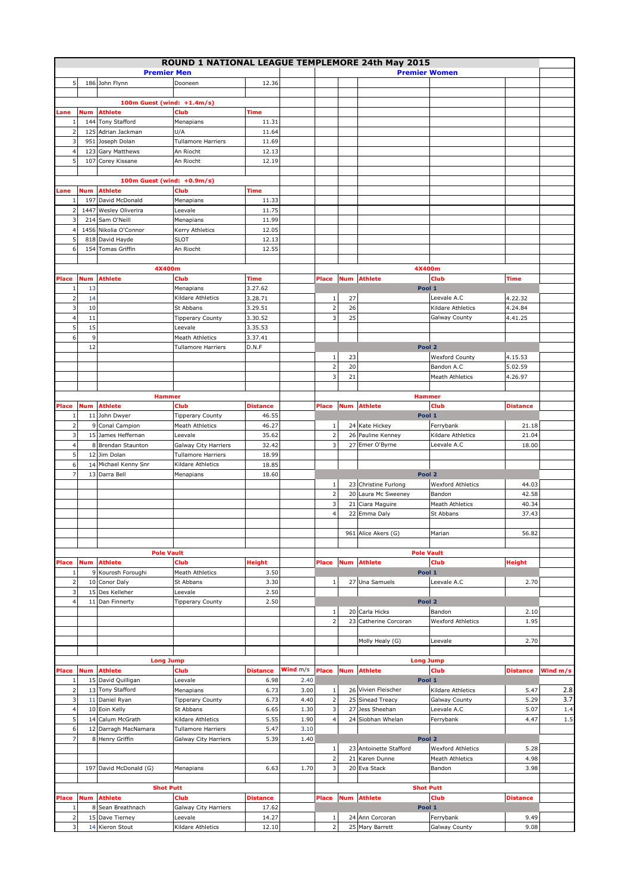# ROUND 1 NATIONAL LEAGUE TEMPLEMORE 24th May 2015

## Premier Men

| Place | Num | Athlete | Club | Time |
|---|---|---|---|---|
| 5 | 186 | John Flynn | Dooneen | 12.36 |

### 100m Guest (wind: +1.4m/s)

| Lane | Num | Athlete | Club | Time |
|---|---|---|---|---|
| 1 | 144 | Tony Stafford | Menapians | 11.31 |
| 2 | 125 | Adrian Jackman | U/A | 11.64 |
| 3 | 951 | Joseph Dolan | Tullamore Harriers | 11.69 |
| 4 | 123 | Gary Matthews | An Riocht | 12.13 |
| 5 | 107 | Corey Kissane | An Riocht | 12.19 |

### 100m Guest (wind: +0.9m/s)

| Lane | Num | Athlete | Club | Time |
|---|---|---|---|---|
| 1 | 197 | David McDonald | Menapians | 11.33 |
| 2 | 1447 | Wesley Oliverira | Leevale | 11.75 |
| 3 | 214 | Sam O'Neill | Menapians | 11.99 |
| 4 | 1456 | Nikolia O'Connor | Kerry Athletics | 12.05 |
| 5 | 818 | David Hayde | SLOT | 12.13 |
| 6 | 154 | Tomas Griffin | An Riocht | 12.55 |

### 4X400m

| Place | Num | Athlete | Club | Time |
|---|---|---|---|---|
| 1 | 13 | | Menapians | 3.27.62 |
| 2 | 14 | | Kildare Athletics | 3.28.71 |
| 3 | 10 | | St Abbans | 3.29.51 |
| 4 | 11 | | Tipperary County | 3.30.52 |
| 5 | 15 | | Leevale | 3.35.53 |
| 6 | 9 | | Meath Athletics | 3.37.41 |
| | 12 | | Tullamore Harriers | D.N.F |

### Hammer

| Place | Num | Athlete | Club | Distance |
|---|---|---|---|---|
| 1 | 11 | John Dwyer | Tipperary County | 46.55 |
| 2 | 9 | Conal Campion | Meath Athletics | 46.27 |
| 3 | 15 | James Heffernan | Leevale | 35.62 |
| 4 | 8 | Brendan Staunton | Galway City Harriers | 32.42 |
| 5 | 12 | Jim Dolan | Tullamore Harriers | 18.99 |
| 6 | 14 | Michael Kenny Snr | Kildare Athletics | 18.85 |
| 7 | 13 | Darra Bell | Menapians | 18.60 |

### Pole Vault

| Place | Num | Athlete | Club | Height |
|---|---|---|---|---|
| 1 | 9 | Kourosh Foroughi | Meath Athletics | 3.50 |
| 2 | 10 | Conor Daly | St Abbans | 3.30 |
| 3 | 15 | Des Kelleher | Leevale | 2.50 |
| 4 | 11 | Dan Finnerty | Tipperary County | 2.50 |

### Long Jump

| Place | Num | Athlete | Club | Distance | Wind m/s |
|---|---|---|---|---|---|
| 1 | 15 | David Quilligan | Leevale | 6.98 | 2.40 |
| 2 | 13 | Tony Stafford | Menapians | 6.73 | 3.00 |
| 3 | 11 | Daniel Ryan | Tipperary County | 6.73 | 4.40 |
| 4 | 10 | Eoin Kelly | St Abbans | 6.65 | 1.30 |
| 5 | 14 | Calum McGrath | Kildare Athletics | 5.55 | 1.90 |
| 6 | 12 | Darragh MacNamara | Tullamore Harriers | 5.47 | 3.10 |
| 7 | 8 | Henry Griffin | Galway City Harriers | 5.39 | 1.40 |
| | 197 | David McDonald (G) | Menapians | 6.63 | 1.70 |

### Shot Putt

| Place | Num | Athlete | Club | Distance |
|---|---|---|---|---|
| 1 | 8 | Sean Breathnach | Galway City Harriers | 17.62 |
| 2 | 15 | Dave Tierney | Leevale | 14.27 |
| 3 | 14 | Kieron Stout | Kildare Athletics | 12.10 |

## Premier Women

### 4X400m

| Place | Num | Athlete | Club | Time |
|---|---|---|---|---|
| **Pool 1** | | | | |
| 1 | 27 | | Leevale A.C | 4.22.32 |
| 2 | 26 | | Kildare Athletics | 4.24.84 |
| 3 | 25 | | Galway County | 4.41.25 |
| **Pool 2** | | | | |
| 1 | 23 | | Wexford County | 4.15.53 |
| 2 | 20 | | Bandon A.C | 5.02.59 |
| 3 | 21 | | Meath Athletics | 4.26.97 |

### Hammer

| Place | Num | Athlete | Club | Distance |
|---|---|---|---|---|
| **Pool 1** | | | | |
| 1 | 24 | Kate Hickey | Ferrybank | 21.18 |
| 2 | 26 | Pauline Kenney | Kildare Athletics | 21.04 |
| 3 | 27 | Emer O'Byrne | Leevale A.C | 18.00 |
| **Pool 2** | | | | |
| 1 | 23 | Christine Furlong | Wexford Athletics | 44.03 |
| 2 | 20 | Laura Mc Sweeney | Bandon | 42.58 |
| 3 | 21 | Ciara Maguire | Meath Athletics | 40.34 |
| 4 | 22 | Emma Daly | St Abbans | 37.43 |
| | 961 | Alice Akers (G) | Marian | 56.82 |

### Pole Vault

| Place | Num | Athlete | Club | Height |
|---|---|---|---|---|
| **Pool 1** | | | | |
| 1 | 27 | Una Samuels | Leevale A.C | 2.70 |
| **Pool 2** | | | | |
| 1 | 20 | Carla Hicks | Bandon | 2.10 |
| 2 | 23 | Catherine Corcoran | Wexford Athletics | 1.95 |
| | | Molly Healy (G) | Leevale | 2.70 |

### Long Jump

| Place | Num | Athlete | Club | Distance | Wind m/s |
|---|---|---|---|---|---|
| **Pool 1** | | | | | |
| 1 | 26 | Vivien Fleischer | Kildare Athletics | 5.47 | 2.8 |
| 2 | 25 | Sinead Treacy | Galway County | 5.29 | 3.7 |
| 3 | 27 | Jess Sheehan | Leevale A.C | 5.07 | 1.4 |
| 4 | 24 | Siobhan Whelan | Ferrybank | 4.47 | 1.5 |
| **Pool 2** | | | | | |
| 1 | 23 | Antoinette Stafford | Wexford Athletics | 5.28 | |
| 2 | 21 | Karen Dunne | Meath Athletics | 4.98 | |
| 3 | 20 | Eva Stack | Bandon | 3.98 | |

### Shot Putt

| Place | Num | Athlete | Club | Distance |
|---|---|---|---|---|
| **Pool 1** | | | | |
| 1 | 24 | Ann Corcoran | Ferrybank | 9.49 |
| 2 | 25 | Mary Barrett | Galway County | 9.08 |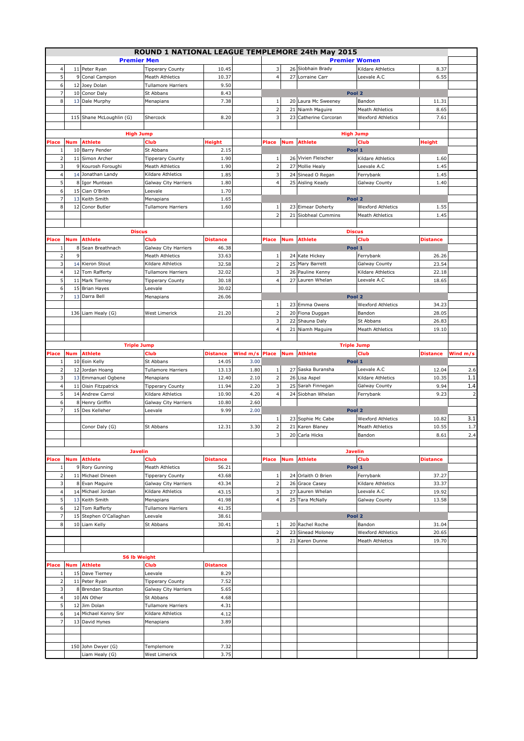# ROUND 1 NATIONAL LEAGUE TEMPLEMORE 24th May 2015

## Premier Men

| Place | Num | Athlete | Club | Distance |
|---|---|---|---|---|
| 4 | 11 | Peter Ryan | Tipperary County | 10.45 |
| 5 | 9 | Conal Campion | Meath Athletics | 10.37 |
| 6 | 12 | Joey Dolan | Tullamore Harriers | 9.50 |
| 7 | 10 | Conor Daly | St Abbans | 8.43 |
| 8 | 13 | Dale Murphy | Menapians | 7.38 |
| | 115 | Shane McLoughlin (G) | Shercock | 8.20 |

### High Jump

| Place | Num | Athlete | Club | Height |
|---|---|---|---|---|
| 1 | 10 | Barry Pender | St Abbans | 2.15 |
| 2 | 11 | Simon Archer | Tipperary County | 1.90 |
| 3 | 9 | Kourosh Foroughi | Meath Athletics | 1.90 |
| 4 | 14 | Jonathan Landy | Kildare Athletics | 1.85 |
| 5 | 8 | Igor Muntean | Galway City Harriers | 1.80 |
| 6 | 15 | Cian O'Brien | Leevale | 1.70 |
| 7 | 13 | Keith Smith | Menapians | 1.65 |
| 8 | 12 | Conor Butler | Tullamore Harriers | 1.60 |

### Discus

| Place | Num | Athlete | Club | Distance |
|---|---|---|---|---|
| 1 | 8 | Sean Breathnach | Galway City Harriers | 46.38 |
| 2 | 9 | | Meath Athletics | 33.63 |
| 3 | 14 | Kieron Stout | Kildare Athletics | 32.58 |
| 4 | 12 | Tom Rafferty | Tullamore Harriers | 32.02 |
| 5 | 11 | Mark Tierney | Tipperary County | 30.18 |
| 6 | 15 | Brian Hayes | Leevale | 30.02 |
| 7 | 13 | Darra Bell | Menapians | 26.06 |
| | 136 | Liam Healy (G) | West Limerick | 21.20 |

### Triple Jump

| Place | Num | Athlete | Club | Distance | Wind m/s |
|---|---|---|---|---|---|
| 1 | 10 | Eoin Kelly | St Abbans | 14.05 | 3.00 |
| 2 | 12 | Jordan Hoang | Tullamore Harriers | 13.13 | 1.80 |
| 3 | 13 | Emmanuel Ogbene | Menapians | 12.40 | 2.10 |
| 4 | 11 | Oisin Fitzpatrick | Tipperary County | 11.94 | 2.20 |
| 5 | 14 | Andrew Carrol | Kildare Athletics | 10.90 | 4.20 |
| 6 | 8 | Henry Griffin | Galway City Harriers | 10.80 | 2.60 |
| 7 | 15 | Des Kelleher | Leevale | 9.99 | 2.00 |
| | | Conor Daly (G) | St Abbans | 12.31 | 3.30 |

### Javelin

| Place | Num | Athlete | Club | Distance |
|---|---|---|---|---|
| 1 | 9 | Rory Gunning | Meath Athletics | 56.21 |
| 2 | 11 | Michael Dineen | Tipperary County | 43.68 |
| 3 | 8 | Evan Maguire | Galway City Harriers | 43.34 |
| 4 | 14 | Michael Jordan | Kildare Athletics | 43.15 |
| 5 | 13 | Keith Smith | Menapians | 41.98 |
| 6 | 12 | Tom Rafferty | Tullamore Harriers | 41.35 |
| 7 | 15 | Stephen O'Callaghan | Leevale | 38.61 |
| 8 | 10 | Liam Kelly | St Abbans | 30.41 |

### 56 lb Weight

| Place | Num | Athlete | Club | Distance |
|---|---|---|---|---|
| 1 | 15 | Dave Tierney | Leevale | 8.29 |
| 2 | 11 | Peter Ryan | Tipperary County | 7.52 |
| 3 | 8 | Brendan Staunton | Galway City Harriers | 5.65 |
| 4 | 10 | AN Other | St Abbans | 4.68 |
| 5 | 12 | Jim Dolan | Tullamore Harriers | 4.31 |
| 6 | 14 | Michael Kenny Snr | Kildare Athletics | 4.12 |
| 7 | 13 | David Hynes | Menapians | 3.89 |
| | 150 | John Dwyer (G) | Templemore | 7.32 |
| | | Liam Healy (G) | West Limerick | 3.75 |

## Premier Women

| Place | Num | Athlete | Club | Distance |
|---|---|---|---|---|
| 3 | 26 | Siobhain Brady | Kildare Athletics | 8.37 |
| 4 | 27 | Lorraine Carr | Leevale A.C | 6.55 |
| **Pool 2** | | | | |
| 1 | 20 | Laura Mc Sweeney | Bandon | 11.31 |
| 2 | 21 | Niamh Maguire | Meath Athletics | 8.65 |
| 3 | 23 | Catherine Corcoran | Wexford Athletics | 7.61 |

### High Jump

| Place | Num | Athlete | Club | Height |
|---|---|---|---|---|
| **Pool 1** | | | | |
| 1 | 26 | Vivien Fleischer | Kildare Athletics | 1.60 |
| 2 | 27 | Mollie Healy | Leevale A.C | 1.45 |
| 3 | 24 | Sinead O Regan | Ferrybank | 1.45 |
| 4 | 25 | Aisling Keady | Galway County | 1.40 |
| **Pool 2** | | | | |
| 1 | 23 | Eimear Doherty | Wexford Athletics | 1.55 |
| 2 | 21 | Siobheal Cummins | Meath Athletics | 1.45 |

### Discus

| Place | Num | Athlete | Club | Distance |
|---|---|---|---|---|
| **Pool 1** | | | | |
| 1 | 24 | Kate Hickey | Ferrybank | 26.26 |
| 2 | 25 | Mary Barrett | Galway County | 23.54 |
| 3 | 26 | Pauline Kenny | Kildare Athletics | 22.18 |
| 4 | 27 | Lauren Whelan | Leevale A.C | 18.65 |
| **Pool 2** | | | | |
| 1 | 23 | Emma Owens | Wexford Athletics | 34.23 |
| 2 | 20 | Fiona Duggan | Bandon | 28.05 |
| 3 | 22 | Shauna Daly | St Abbans | 26.83 |
| 4 | 21 | Niamh Maguire | Meath Athletics | 19.10 |

### Triple Jump

| Place | Num | Athlete | Club | Distance | Wind m/s |
|---|---|---|---|---|---|
| **Pool 1** | | | | | |
| 1 | 27 | Saska Buransha | Leevale A.C | 12.04 | 2.6 |
| 2 | 26 | Lisa Aspel | Kildare Athletics | 10.35 | 1.1 |
| 3 | 25 | Sarah Finnegan | Galway County | 9.94 | 1.4 |
| 4 | 24 | Siobhan Whelan | Ferrybank | 9.23 | 2 |
| **Pool 2** | | | | | |
| 1 | 23 | Sophie Mc Cabe | Wexford Athletics | 10.82 | 3.1 |
| 2 | 21 | Karen Blaney | Meath Athletics | 10.55 | 1.7 |
| 3 | 20 | Carla Hicks | Bandon | 8.61 | 2.4 |

### Javelin

| Place | Num | Athlete | Club | Distance |
|---|---|---|---|---|
| **Pool 1** | | | | |
| 1 | 24 | Orlaith O Brien | Ferrybank | 37.27 |
| 2 | 26 | Grace Casey | Kildare Athletics | 33.37 |
| 3 | 27 | Lauren Whelan | Leevale A.C | 19.92 |
| 4 | 25 | Tara McNally | Galway County | 13.58 |
| **Pool 2** | | | | |
| 1 | 20 | Rachel Roche | Bandon | 31.04 |
| 2 | 23 | Sinead Moloney | Wexford Athletics | 20.65 |
| 3 | 21 | Karen Dunne | Meath Athletics | 19.70 |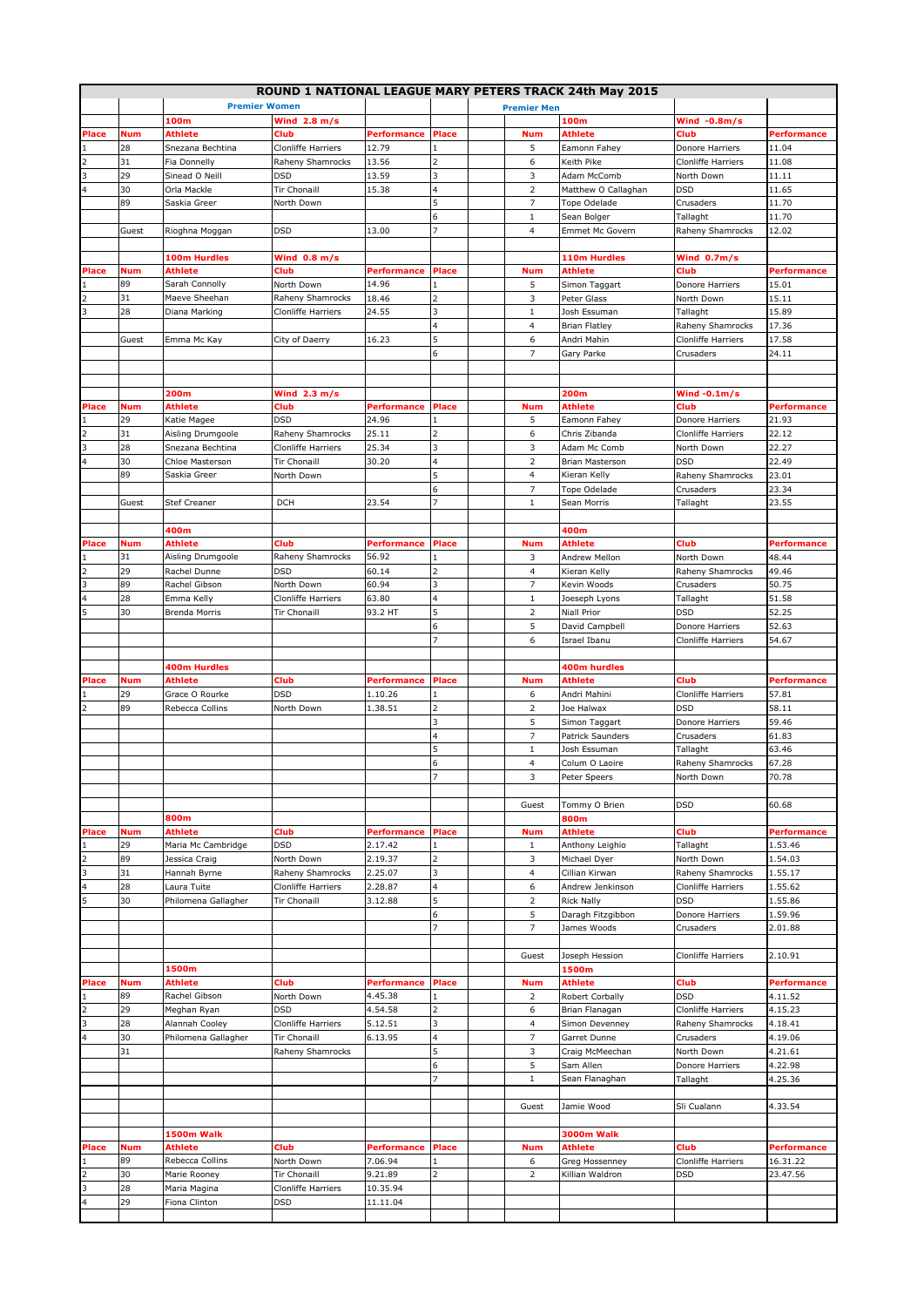# ROUND 1 NATIONAL LEAGUE MARY PETERS TRACK 24th May 2015

| | | Premier Women | | | | | Premier Men | | | |
|---|---|---|---|---|---|---|---|---|---|---|
| | | **100m** | **Wind 2.8 m/s** | | | | | **100m** | **Wind -0.8m/s** | |
| **Place** | **Num** | **Athlete** | **Club** | **Performance** | **Place** | | **Num** | **Athlete** | **Club** | **Performance** |
| 1 | 28 | Snezana Bechtina | Clonliffe Harriers | 12.79 | 1 | | 5 | Eamonn Fahey | Donore Harriers | 11.04 |
| 2 | 31 | Fia Donnelly | Raheny Shamrocks | 13.56 | 2 | | 6 | Keith Pike | Clonliffe Harriers | 11.08 |
| 3 | 29 | Sinead O Neill | DSD | 13.59 | 3 | | 3 | Adam McComb | North Down | 11.11 |
| 4 | 30 | Orla Mackle | Tir Chonaill | 15.38 | 4 | | 2 | Matthew O Callaghan | DSD | 11.65 |
| | 89 | Saskia Greer | North Down | | 5 | | 7 | Tope Odelade | Crusaders | 11.70 |
| | | | | | 6 | | 1 | Sean Bolger | Tallaght | 11.70 |
| | Guest | Rioghna Moggan | DSD | 13.00 | 7 | | 4 | Emmet Mc Govern | Raheny Shamrocks | 12.02 |
| | | | | | | | | | | |
| | | **100m Hurdles** | **Wind 0.8 m/s** | | | | | **110m Hurdles** | **Wind 0.7m/s** | |
| **Place** | **Num** | **Athlete** | **Club** | **Performance** | **Place** | | **Num** | **Athlete** | **Club** | **Performance** |
| 1 | 89 | Sarah Connolly | North Down | 14.96 | 1 | | 5 | Simon Taggart | Donore Harriers | 15.01 |
| 2 | 31 | Maeve Sheehan | Raheny Shamrocks | 18.46 | 2 | | 3 | Peter Glass | North Down | 15.11 |
| 3 | 28 | Diana Marking | Clonliffe Harriers | 24.55 | 3 | | 1 | Josh Essuman | Tallaght | 15.89 |
| | | | | | 4 | | 4 | Brian Flatley | Raheny Shamrocks | 17.36 |
| | Guest | Emma Mc Kay | City of Daerry | 16.23 | 5 | | 6 | Andri Mahin | Clonliffe Harriers | 17.58 |
| | | | | | 6 | | 7 | Gary Parke | Crusaders | 24.11 |
| | | | | | | | | | | |
| | | **200m** | **Wind 2.3 m/s** | | | | | **200m** | **Wind -0.1m/s** | |
| **Place** | **Num** | **Athlete** | **Club** | **Performance** | **Place** | | **Num** | **Athlete** | **Club** | **Performance** |
| 1 | 29 | Katie Magee | DSD | 24.96 | 1 | | 5 | Eamonn Fahey | Donore Harriers | 21.93 |
| 2 | 31 | Aisling Drumgoole | Raheny Shamrocks | 25.11 | 2 | | 6 | Chris Zibanda | Clonliffe Harriers | 22.12 |
| 3 | 28 | Snezana Bechtina | Clonliffe Harriers | 25.34 | 3 | | 3 | Adam Mc Comb | North Down | 22.27 |
| 4 | 30 | Chloe Masterson | Tir Chonaill | 30.20 | 4 | | 2 | Brian Masterson | DSD | 22.49 |
| | 89 | Saskia Greer | North Down | | 5 | | 4 | Kieran Kelly | Raheny Shamrocks | 23.01 |
| | | | | | 6 | | 7 | Tope Odelade | Crusaders | 23.34 |
| | Guest | Stef Creaner | DCH | 23.54 | 7 | | 1 | Sean Morris | Tallaght | 23.55 |
| | | | | | | | | | | |
| | | **400m** | | | | | | **400m** | | |
| **Place** | **Num** | **Athlete** | **Club** | **Performance** | **Place** | | **Num** | **Athlete** | **Club** | **Performance** |
| 1 | 31 | Aisling Drumgoole | Raheny Shamrocks | 56.92 | 1 | | 3 | Andrew Mellon | North Down | 48.44 |
| 2 | 29 | Rachel Dunne | DSD | 60.14 | 2 | | 4 | Kieran Kelly | Raheny Shamrocks | 49.46 |
| 3 | 89 | Rachel Gibson | North Down | 60.94 | 3 | | 7 | Kevin Woods | Crusaders | 50.75 |
| 4 | 28 | Emma Kelly | Clonliffe Harriers | 63.80 | 4 | | 1 | Joeseph Lyons | Tallaght | 51.58 |
| 5 | 30 | Brenda Morris | Tir Chonaill | 93.2 HT | 5 | | 2 | Niall Prior | DSD | 52.25 |
| | | | | | 6 | | 5 | David Campbell | Donore Harriers | 52.63 |
| | | | | | 7 | | 6 | Israel Ibanu | Clonliffe Harriers | 54.67 |
| | | | | | | | | | | |
| | | **400m Hurdles** | | | | | | **400m hurdles** | | |
| **Place** | **Num** | **Athlete** | **Club** | **Performance** | **Place** | | **Num** | **Athlete** | **Club** | **Performance** |
| 1 | 29 | Grace O Rourke | DSD | 1.10.26 | 1 | | 6 | Andri Mahini | Clonliffe Harriers | 57.81 |
| 2 | 89 | Rebecca Collins | North Down | 1.38.51 | 2 | | 2 | Joe Halwax | DSD | 58.11 |
| | | | | | 3 | | 5 | Simon Taggart | Donore Harriers | 59.46 |
| | | | | | 4 | | 7 | Patrick Saunders | Crusaders | 61.83 |
| | | | | | 5 | | 1 | Josh Essuman | Tallaght | 63.46 |
| | | | | | 6 | | 4 | Colum O Laoire | Raheny Shamrocks | 67.28 |
| | | | | | 7 | | 3 | Peter Speers | North Down | 70.78 |
| | | | | | | | | | | |
| | | | | | | | Guest | Tommy O Brien | DSD | 60.68 |
| | | **800m** | | | | | | **800m** | | |
| **Place** | **Num** | **Athlete** | **Club** | **Performance** | **Place** | | **Num** | **Athlete** | **Club** | **Performance** |
| 1 | 29 | Maria Mc Cambridge | DSD | 2.17.42 | 1 | | 1 | Anthony Leighio | Tallaght | 1.53.46 |
| 2 | 89 | Jessica Craig | North Down | 2.19.37 | 2 | | 3 | Michael Dyer | North Down | 1.54.03 |
| 3 | 31 | Hannah Byrne | Raheny Shamrocks | 2.25.07 | 3 | | 4 | Cillian Kirwan | Raheny Shamrocks | 1.55.17 |
| 4 | 28 | Laura Tuite | Clonliffe Harriers | 2.28.87 | 4 | | 6 | Andrew Jenkinson | Clonliffe Harriers | 1.55.62 |
| 5 | 30 | Philomena Gallagher | Tir Chonaill | 3.12.88 | 5 | | 2 | Rick Nally | DSD | 1.55.86 |
| | | | | | 6 | | 5 | Daragh Fitzgibbon | Donore Harriers | 1.59.96 |
| | | | | | 7 | | 7 | James Woods | Crusaders | 2.01.88 |
| | | | | | | | | | | |
| | | | | | | | Guest | Joseph Hession | Clonliffe Harriers | 2.10.91 |
| | | **1500m** | | | | | | **1500m** | | |
| **Place** | **Num** | **Athlete** | **Club** | **Performance** | **Place** | | **Num** | **Athlete** | **Club** | **Performance** |
| 1 | 89 | Rachel Gibson | North Down | 4.45.38 | 1 | | 2 | Robert Corbally | DSD | 4.11.52 |
| 2 | 29 | Meghan Ryan | DSD | 4.54.58 | 2 | | 6 | Brian Flanagan | Clonliffe Harriers | 4.15.23 |
| 3 | 28 | Alannah Cooley | Clonliffe Harriers | 5.12.51 | 3 | | 4 | Simon Devenney | Raheny Shamrocks | 4.18.41 |
| 4 | 30 | Philomena Gallagher | Tir Chonaill | 6.13.95 | 4 | | 7 | Garret Dunne | Crusaders | 4.19.06 |
| | 31 | | Raheny Shamrocks | | 5 | | 3 | Craig McMeechan | North Down | 4.21.61 |
| | | | | | 6 | | 5 | Sam Allen | Donore Harriers | 4.22.98 |
| | | | | | 7 | | 1 | Sean Flanaghan | Tallaght | 4.25.36 |
| | | | | | | | | | | |
| | | | | | | | Guest | Jamie Wood | Sli Cualann | 4.33.54 |
| | | | | | | | | | | |
| | | **1500m Walk** | | | | | | **3000m Walk** | | |
| **Place** | **Num** | **Athlete** | **Club** | **Performance** | **Place** | | **Num** | **Athlete** | **Club** | **Performance** |
| 1 | 89 | Rebecca Collins | North Down | 7.06.94 | 1 | | 6 | Greg Hossenney | Clonliffe Harriers | 16.31.22 |
| 2 | 30 | Marie Rooney | Tir Chonaill | 9.21.89 | 2 | | 2 | Killian Waldron | DSD | 23.47.56 |
| 3 | 28 | Maria Magina | Clonliffe Harriers | 10.35.94 | | | | | | |
| 4 | 29 | Fiona Clinton | DSD | 11.11.04 | | | | | | |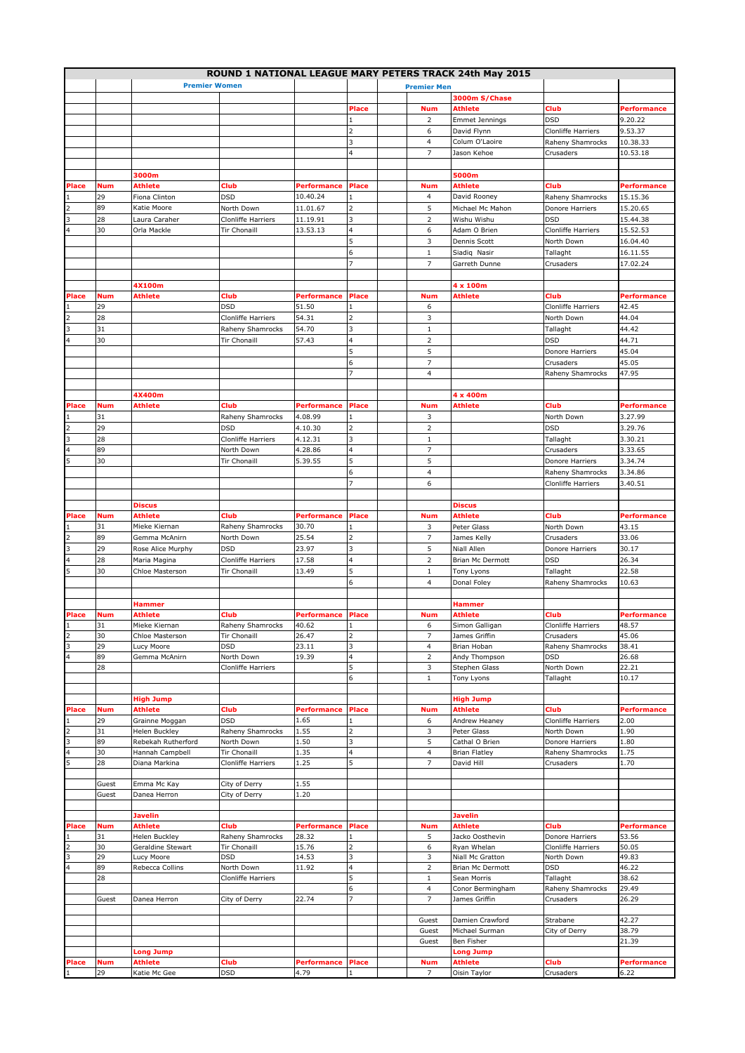# ROUND 1 NATIONAL LEAGUE MARY PETERS TRACK 24th May 2015

## Premier Women

### 3000m

| Place | Num | Athlete | Club | Performance |
|---|---|---|---|---|
| 1 | 29 | Fiona Clinton | DSD | 10.40.24 |
| 2 | 89 | Katie Moore | North Down | 11.01.67 |
| 3 | 28 | Laura Caraher | Clonliffe Harriers | 11.19.91 |
| 4 | 30 | Orla Mackle | Tir Chonaill | 13.53.13 |

### 4X100m

| Place | Num | Athlete | Club | Performance |
|---|---|---|---|---|
| 1 | 29 | | DSD | 51.50 |
| 2 | 28 | | Clonliffe Harriers | 54.31 |
| 3 | 31 | | Raheny Shamrocks | 54.70 |
| 4 | 30 | | Tir Chonaill | 57.43 |

### 4X400m

| Place | Num | Athlete | Club | Performance |
|---|---|---|---|---|
| 1 | 31 | | Raheny Shamrocks | 4.08.99 |
| 2 | 29 | | DSD | 4.10.30 |
| 3 | 28 | | Clonliffe Harriers | 4.12.31 |
| 4 | 89 | | North Down | 4.28.86 |
| 5 | 30 | | Tir Chonaill | 5.39.55 |

### Discus

| Place | Num | Athlete | Club | Performance |
|---|---|---|---|---|
| 1 | 31 | Mieke Kiernan | Raheny Shamrocks | 30.70 |
| 2 | 89 | Gemma McAnirn | North Down | 25.54 |
| 3 | 29 | Rose Alice Murphy | DSD | 23.97 |
| 4 | 28 | Maria Magina | Clonliffe Harriers | 17.58 |
| 5 | 30 | Chloe Masterson | Tir Chonaill | 13.49 |

### Hammer

| Place | Num | Athlete | Club | Performance |
|---|---|---|---|---|
| 1 | 31 | Mieke Kiernan | Raheny Shamrocks | 40.62 |
| 2 | 30 | Chloe Masterson | Tir Chonaill | 26.47 |
| 3 | 29 | Lucy Moore | DSD | 23.11 |
| 4 | 89 | Gemma McAnirn | North Down | 19.39 |
| | 28 | | Clonliffe Harriers | |

### High Jump

| Place | Num | Athlete | Club | Performance |
|---|---|---|---|---|
| 1 | 29 | Grainne Moggan | DSD | 1.65 |
| 2 | 31 | Helen Buckley | Raheny Shamrocks | 1.55 |
| 3 | 89 | Rebekah Rutherford | North Down | 1.50 |
| 4 | 30 | Hannah Campbell | Tir Chonaill | 1.35 |
| 5 | 28 | Diana Markina | Clonliffe Harriers | 1.25 |
| | Guest | Emma Mc Kay | City of Derry | 1.55 |
| | Guest | Danea Herron | City of Derry | 1.20 |

### Javelin

| Place | Num | Athlete | Club | Performance |
|---|---|---|---|---|
| 1 | 31 | Helen Buckley | Raheny Shamrocks | 28.32 |
| 2 | 30 | Geraldine Stewart | Tir Chonaill | 15.76 |
| 3 | 29 | Lucy Moore | DSD | 14.53 |
| 4 | 89 | Rebecca Collins | North Down | 11.92 |
| | 28 | | Clonliffe Harriers | |
| | Guest | Danea Herron | City of Derry | 22.74 |

### Long Jump

| Place | Num | Athlete | Club | Performance |
|---|---|---|---|---|
| 1 | 29 | Katie Mc Gee | DSD | 4.79 |

## Premier Men

### 3000m S/Chase

| Place | Num | Athlete | Club | Performance |
|---|---|---|---|---|
| 1 | 2 | Emmet Jennings | DSD | 9.20.22 |
| 2 | 6 | David Flynn | Clonliffe Harriers | 9.53.37 |
| 3 | 4 | Colum O'Laoire | Raheny Shamrocks | 10.38.33 |
| 4 | 7 | Jason Kehoe | Crusaders | 10.53.18 |

### 5000m

| Place | Num | Athlete | Club | Performance |
|---|---|---|---|---|
| 1 | 4 | David Rooney | Raheny Shamrocks | 15.15.36 |
| 2 | 5 | Michael Mc Mahon | Donore Harriers | 15.20.65 |
| 3 | 2 | Wishu Wishu | DSD | 15.44.38 |
| 4 | 6 | Adam O Brien | Clonliffe Harriers | 15.52.53 |
| 5 | 3 | Dennis Scott | North Down | 16.04.40 |
| 6 | 1 | Siadiq Nasir | Tallaght | 16.11.55 |
| 7 | 7 | Garreth Dunne | Crusaders | 17.02.24 |

### 4 x 100m

| Place | Num | Athlete | Club | Performance |
|---|---|---|---|---|
| 1 | 6 | | Clonliffe Harriers | 42.45 |
| 2 | 3 | | North Down | 44.04 |
| 3 | 1 | | Tallaght | 44.42 |
| 4 | 2 | | DSD | 44.71 |
| 5 | 5 | | Donore Harriers | 45.04 |
| 6 | 7 | | Crusaders | 45.05 |
| 7 | 4 | | Raheny Shamrocks | 47.95 |

### 4 x 400m

| Place | Num | Athlete | Club | Performance |
|---|---|---|---|---|
| 1 | 3 | | North Down | 3.27.99 |
| 2 | 2 | | DSD | 3.29.76 |
| 3 | 1 | | Tallaght | 3.30.21 |
| 4 | 7 | | Crusaders | 3.33.65 |
| 5 | 5 | | Donore Harriers | 3.34.74 |
| 6 | 4 | | Raheny Shamrocks | 3.34.86 |
| 7 | 6 | | Clonliffe Harriers | 3.40.51 |

### Discus

| Place | Num | Athlete | Club | Performance |
|---|---|---|---|---|
| 1 | 3 | Peter Glass | North Down | 43.15 |
| 2 | 7 | James Kelly | Crusaders | 33.06 |
| 3 | 5 | Niall Allen | Donore Harriers | 30.17 |
| 4 | 2 | Brian Mc Dermott | DSD | 26.34 |
| 5 | 1 | Tony Lyons | Tallaght | 22.58 |
| 6 | 4 | Donal Foley | Raheny Shamrocks | 10.63 |

### Hammer

| Place | Num | Athlete | Club | Performance |
|---|---|---|---|---|
| 1 | 6 | Simon Galligan | Clonliffe Harriers | 48.57 |
| 2 | 7 | James Griffin | Crusaders | 45.06 |
| 3 | 4 | Brian Hoban | Raheny Shamrocks | 38.41 |
| 4 | 2 | Andy Thompson | DSD | 26.68 |
| 5 | 3 | Stephen Glass | North Down | 22.21 |
| 6 | 1 | Tony Lyons | Tallaght | 10.17 |

### High Jump

| Place | Num | Athlete | Club | Performance |
|---|---|---|---|---|
| 1 | 6 | Andrew Heaney | Clonliffe Harriers | 2.00 |
| 2 | 3 | Peter Glass | North Down | 1.90 |
| 3 | 5 | Cathal O Brien | Donore Harriers | 1.80 |
| 4 | 4 | Brian Flatley | Raheny Shamrocks | 1.75 |
| 5 | 7 | David Hill | Crusaders | 1.70 |

### Javelin

| Place | Num | Athlete | Club | Performance |
|---|---|---|---|---|
| 1 | 5 | Jacko Oosthevin | Donore Harriers | 53.56 |
| 2 | 6 | Ryan Whelan | Clonliffe Harriers | 50.05 |
| 3 | 3 | Niall Mc Gratton | North Down | 49.83 |
| 4 | 2 | Brian Mc Dermott | DSD | 46.22 |
| 5 | 1 | Sean Morris | Tallaght | 38.62 |
| 6 | 4 | Conor Bermingham | Raheny Shamrocks | 29.49 |
| 7 | 7 | James Griffin | Crusaders | 26.29 |
| | Guest | Damien Crawford | Strabane | 42.27 |
| | Guest | Michael Surman | City of Derry | 38.79 |
| | Guest | Ben Fisher | | 21.39 |

### Long Jump

| Place | Num | Athlete | Club | Performance |
|---|---|---|---|---|
| 1 | 7 | Oisin Taylor | Crusaders | 6.22 |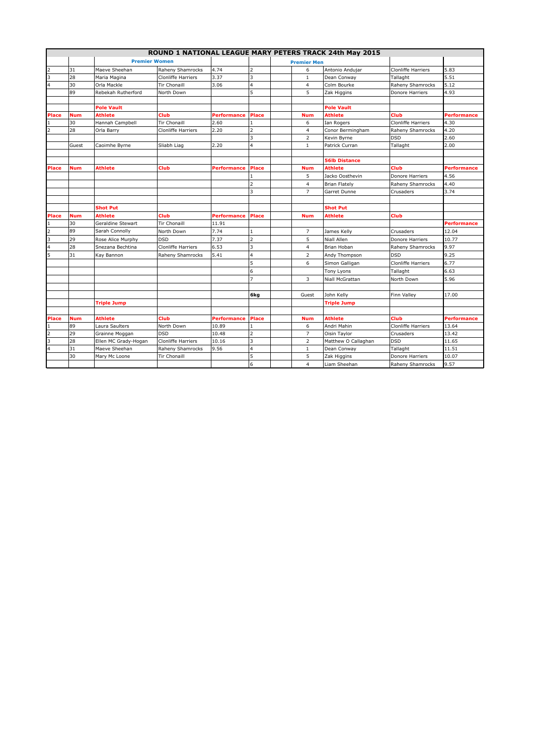| ROUND 1 NATIONAL LEAGUE MARY PETERS TRACK 24th May 2015 | | | | | | | | | | |
|---|---|---|---|---|---|---|---|---|---|---|
| | | Premier Women | | | | | Premier Men | | | |
| 2 | 31 | Maeve Sheehan | Raheny Shamrocks | 4.74 | 2 | | 6 | Antonio Andujar | Clonliffe Harriers | 5.83 |
| 3 | 28 | Maria Magina | Clonliffe Harriers | 3.37 | 3 | | 1 | Dean Conway | Tallaght | 5.51 |
| 4 | 30 | Orla Mackle | Tir Chonaill | 3.06 | 4 | | 4 | Colm Bourke | Raheny Shamrocks | 5.12 |
| | 89 | Rebekah Rutherford | North Down | | 5 | | 5 | Zak Higgins | Donore Harriers | 4.93 |
| | | | | | | | | | | |
| | | Pole Vault | | | | | | Pole Vault | | |
| Place | Num | Athlete | Club | Performance | Place | | Num | Athlete | Club | Performance |
| 1 | 30 | Hannah Campbell | Tir Chonaill | 2.60 | 1 | | 6 | Ian Rogers | Clonliffe Harriers | 4.30 |
| 2 | 28 | Orla Barry | Clonliffe Harriers | 2.20 | 2 | | 4 | Conor Bermingham | Raheny Shamrocks | 4.20 |
| | | | | | 3 | | 2 | Kevin Byrne | DSD | 2.60 |
| | Guest | Caoimhe Byrne | Sliabh Liag | 2.20 | 4 | | 1 | Patrick Curran | Tallaght | 2.00 |
| | | | | | | | | | | |
| | | | | | | | | 56lb Distance | | |
| Place | Num | Athlete | Club | Performance | Place | | Num | Athlete | Club | Performance |
| | | | | | 1 | | 5 | Jacko Oosthevin | Donore Harriers | 4.56 |
| | | | | | 2 | | 4 | Brian Flately | Raheny Shamrocks | 4.40 |
| | | | | | 3 | | 7 | Garret Dunne | Crusaders | 3.74 |
| | | | | | | | | | | |
| | | Shot Put | | | | | | Shot Put | | |
| Place | Num | Athlete | Club | Performance | Place | | Num | Athlete | Club | |
| 1 | 30 | Geraldine Stewart | Tir Chonaill | 11.91 | | | | | | Performance |
| 2 | 89 | Sarah Connolly | North Down | 7.74 | 1 | | 7 | James Kelly | Crusaders | 12.04 |
| 3 | 29 | Rose Alice Murphy | DSD | 7.37 | 2 | | 5 | Niall Allen | Donore Harriers | 10.77 |
| 4 | 28 | Snezana Bechtina | Clonliffe Harriers | 6.53 | 3 | | 4 | Brian Hoban | Raheny Shamrocks | 9.97 |
| 5 | 31 | Kay Bannon | Raheny Shamrocks | 5.41 | 4 | | 2 | Andy Thompson | DSD | 9.25 |
| | | | | | 5 | | 6 | Simon Galligan | Clonliffe Harriers | 6.77 |
| | | | | | 6 | | | Tony Lyons | Tallaght | 6.63 |
| | | | | | 7 | | 3 | Niall McGrattan | North Down | 5.96 |
| | | | | | | | | | | |
| | | | | | 6kg | | Guest | John Kelly | Finn Valley | 17.00 |
| | | Triple Jump | | | | | | Triple Jump | | |
| | | | | | | | | | | |
| Place | Num | Athlete | Club | Performance | Place | | Num | Athlete | Club | Performance |
| 1 | 89 | Laura Saulters | North Down | 10.89 | 1 | | 6 | Andri Mahin | Clonliffe Harriers | 13.64 |
| 2 | 29 | Grainne Moggan | DSD | 10.48 | 2 | | 7 | Oisin Taylor | Crusaders | 13.42 |
| 3 | 28 | Ellen MC Grady-Hogan | Clonliffe Harriers | 10.16 | 3 | | 2 | Matthew O Callaghan | DSD | 11.65 |
| 4 | 31 | Maeve Sheehan | Raheny Shamrocks | 9.56 | 4 | | 1 | Dean Conway | Tallaght | 11.51 |
| | 30 | Mary Mc Loone | Tir Chonaill | | 5 | | 5 | Zak Higgins | Donore Harriers | 10.07 |
| | | | | | 6 | | 4 | Liam Sheehan | Raheny Shamrocks | 9.57 |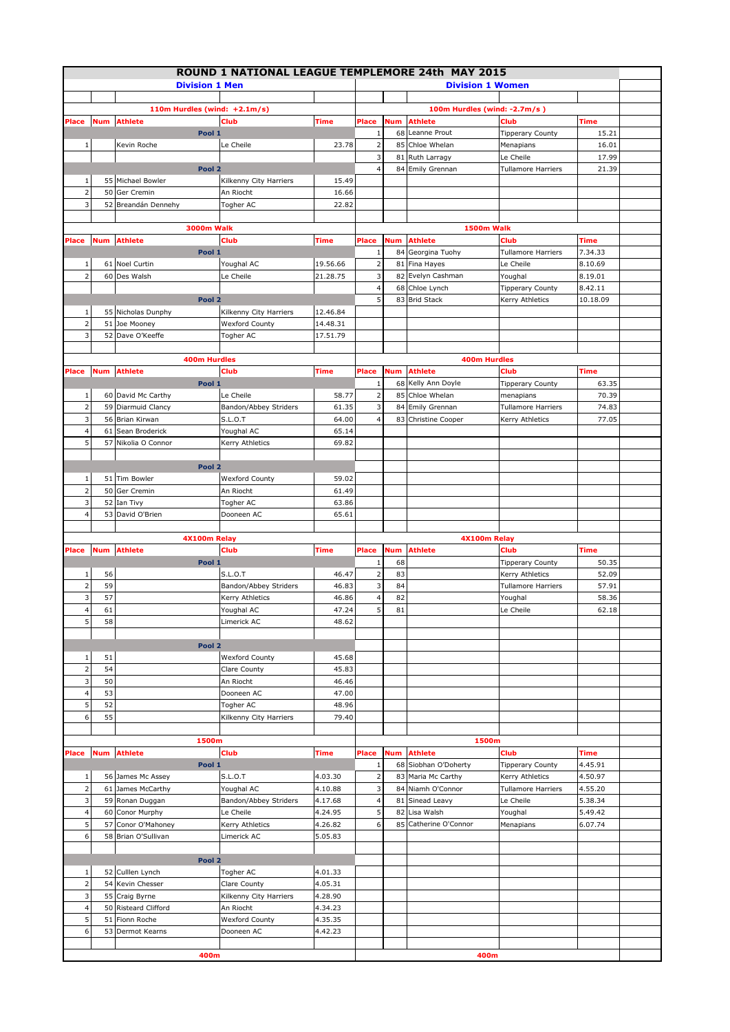# ROUND 1 NATIONAL LEAGUE TEMPLEMORE 24th MAY 2015

## Division 1 Men / Division 1 Women

### 110m Hurdles (wind: +2.1m/s) / 100m Hurdles (wind: -2.7m/s )

| Place | Num | Athlete | Club | Time | Place | Num | Athlete | Club | Time |
|---|---|---|---|---|---|---|---|---|---|
| | | Pool 1 | | | 1 | 68 | Leanne Prout | Tipperary County | 15.21 |
| 1 | | Kevin Roche | Le Cheile | 23.78 | 2 | 85 | Chloe Whelan | Menapians | 16.01 |
| | | | | | 3 | 81 | Ruth Larragy | Le Cheile | 17.99 |
| | | Pool 2 | | | 4 | 84 | Emily Grennan | Tullamore Harriers | 21.39 |
| 1 | 55 | Michael Bowler | Kilkenny City Harriers | 15.49 | | | | | |
| 2 | 50 | Ger Cremin | An Riocht | 16.66 | | | | | |
| 3 | 52 | Breandán Dennehy | Togher AC | 22.82 | | | | | |

### 3000m Walk / 1500m Walk

| Place | Num | Athlete | Club | Time | Place | Num | Athlete | Club | Time |
|---|---|---|---|---|---|---|---|---|---|
| | | Pool 1 | | | 1 | 84 | Georgina Tuohy | Tullamore Harriers | 7.34.33 |
| 1 | 61 | Noel Curtin | Youghal AC | 19.56.66 | 2 | 81 | Fina Hayes | Le Cheile | 8.10.69 |
| 2 | 60 | Des Walsh | Le Cheile | 21.28.75 | 3 | 82 | Evelyn Cashman | Youghal | 8.19.01 |
| | | | | | 4 | 68 | Chloe Lynch | Tipperary County | 8.42.11 |
| | | Pool 2 | | | 5 | 83 | Brid Stack | Kerry Athletics | 10.18.09 |
| 1 | 55 | Nicholas Dunphy | Kilkenny City Harriers | 12.46.84 | | | | | |
| 2 | 51 | Joe Mooney | Wexford County | 14.48.31 | | | | | |
| 3 | 52 | Dave O'Keeffe | Togher AC | 17.51.79 | | | | | |

### 400m Hurdles / 400m Hurdles

| Place | Num | Athlete | Club | Time | Place | Num | Athlete | Club | Time |
|---|---|---|---|---|---|---|---|---|---|
| | | Pool 1 | | | 1 | 68 | Kelly Ann Doyle | Tipperary County | 63.35 |
| 1 | 60 | David Mc Carthy | Le Cheile | 58.77 | 2 | 85 | Chloe Whelan | menapians | 70.39 |
| 2 | 59 | Diarmuid Clancy | Bandon/Abbey Striders | 61.35 | 3 | 84 | Emily Grennan | Tullamore Harriers | 74.83 |
| 3 | 56 | Brian Kirwan | S.L.O.T | 64.00 | 4 | 83 | Christine Cooper | Kerry Athletics | 77.05 |
| 4 | 61 | Sean Broderick | Youghal AC | 65.14 | | | | | |
| 5 | 57 | Nikolia O Connor | Kerry Athletics | 69.82 | | | | | |
| | | Pool 2 | | | | | | | |
| 1 | 51 | Tim Bowler | Wexford County | 59.02 | | | | | |
| 2 | 50 | Ger Cremin | An Riocht | 61.49 | | | | | |
| 3 | 52 | Ian Tivy | Togher AC | 63.86 | | | | | |
| 4 | 53 | David O'Brien | Dooneen AC | 65.61 | | | | | |

### 4X100m Relay / 4X100m Relay

| Place | Num | Athlete | Club | Time | Place | Num | Athlete | Club | Time |
|---|---|---|---|---|---|---|---|---|---|
| | | Pool 1 | | | 1 | 68 | | Tipperary County | 50.35 |
| 1 | 56 | | S.L.O.T | 46.47 | 2 | 83 | | Kerry Athletics | 52.09 |
| 2 | 59 | | Bandon/Abbey Striders | 46.83 | 3 | 84 | | Tullamore Harriers | 57.91 |
| 3 | 57 | | Kerry Athletics | 46.86 | 4 | 82 | | Youghal | 58.36 |
| 4 | 61 | | Youghal AC | 47.24 | 5 | 81 | | Le Cheile | 62.18 |
| 5 | 58 | | Limerick AC | 48.62 | | | | | |
| | | Pool 2 | | | | | | | |
| 1 | 51 | | Wexford County | 45.68 | | | | | |
| 2 | 54 | | Clare County | 45.83 | | | | | |
| 3 | 50 | | An Riocht | 46.46 | | | | | |
| 4 | 53 | | Dooneen AC | 47.00 | | | | | |
| 5 | 52 | | Togher AC | 48.96 | | | | | |
| 6 | 55 | | Kilkenny City Harriers | 79.40 | | | | | |

### 1500m / 1500m

| Place | Num | Athlete | Club | Time | Place | Num | Athlete | Club | Time |
|---|---|---|---|---|---|---|---|---|---|
| | | Pool 1 | | | 1 | 68 | Siobhan O'Doherty | Tipperary County | 4.45.91 |
| 1 | 56 | James Mc Assey | S.L.O.T | 4.03.30 | 2 | 83 | Maria Mc Carthy | Kerry Athletics | 4.50.97 |
| 2 | 61 | James McCarthy | Youghal AC | 4.10.88 | 3 | 84 | Niamh O'Connor | Tullamore Harriers | 4.55.20 |
| 3 | 59 | Ronan Duggan | Bandon/Abbey Striders | 4.17.68 | 4 | 81 | Sinead Leavy | Le Cheile | 5.38.34 |
| 4 | 60 | Conor Murphy | Le Cheile | 4.24.95 | 5 | 82 | Lisa Walsh | Youghal | 5.49.42 |
| 5 | 57 | Conor O'Mahoney | Kerry Athletics | 4.26.82 | 6 | 85 | Catherine O'Connor | Menapians | 6.07.74 |
| 6 | 58 | Brian O'Sullivan | Limerick AC | 5.05.83 | | | | | |
| | | Pool 2 | | | | | | | |
| 1 | 52 | Culllen Lynch | Togher AC | 4.01.33 | | | | | |
| 2 | 54 | Kevin Chesser | Clare County | 4.05.31 | | | | | |
| 3 | 55 | Craig Byrne | Kilkenny City Harriers | 4.28.90 | | | | | |
| 4 | 50 | Risteard Clifford | An Riocht | 4.34.23 | | | | | |
| 5 | 51 | Fionn Roche | Wexford County | 4.35.35 | | | | | |
| 6 | 53 | Dermot Kearns | Dooneen AC | 4.42.23 | | | | | |

### 400m / 400m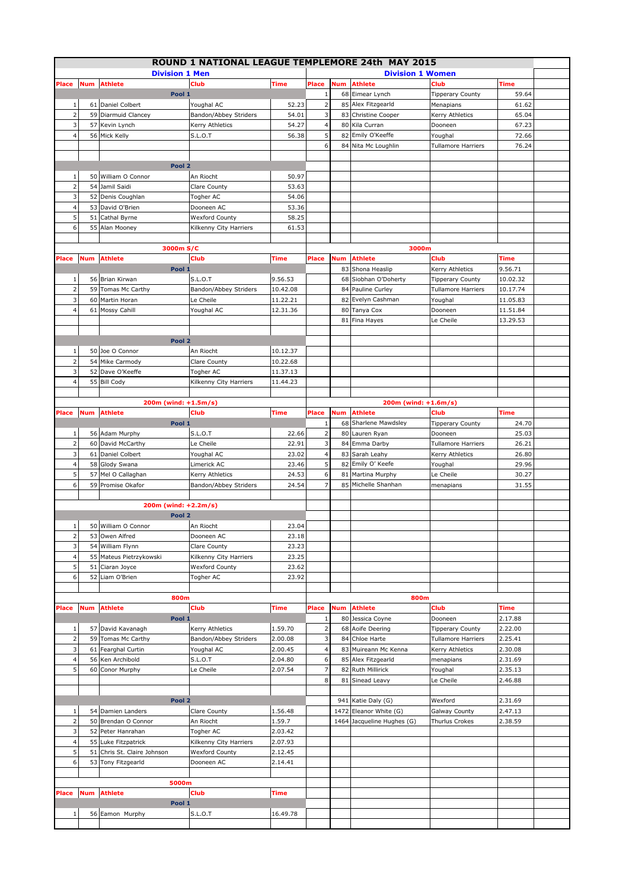# ROUND 1 NATIONAL LEAGUE TEMPLEMORE 24th MAY 2015

## Division 1 Men

| Place | Num | Athlete | Club | Time |
|---|---|---|---|---|
| | | **Pool 1** | | |
| 1 | 61 | Daniel Colbert | Youghal AC | 52.23 |
| 2 | 59 | Diarmuid Clancey | Bandon/Abbey Striders | 54.01 |
| 3 | 57 | Kevin Lynch | Kerry Athletics | 54.27 |
| 4 | 56 | Mick Kelly | S.L.O.T | 56.38 |
| | | **Pool 2** | | |
| 1 | 50 | William O Connor | An Riocht | 50.97 |
| 2 | 54 | Jamil Saidi | Clare County | 53.63 |
| 3 | 52 | Denis Coughlan | Togher AC | 54.06 |
| 4 | 53 | David O'Brien | Dooneen AC | 53.36 |
| 5 | 51 | Cathal Byrne | Wexford County | 58.25 |
| 6 | 55 | Alan Mooney | Kilkenny City Harriers | 61.53 |

## Division 1 Women

| Place | Num | Athlete | Club | Time |
|---|---|---|---|---|
| 1 | 68 | Eimear Lynch | Tipperary County | 59.64 |
| 2 | 85 | Alex Fitzgearld | Menapians | 61.62 |
| 3 | 83 | Christine Cooper | Kerry Athletics | 65.04 |
| 4 | 80 | Kila Curran | Dooneen | 67.23 |
| 5 | 82 | Emily O'Keeffe | Youghal | 72.66 |
| 6 | 84 | Nita Mc Loughlin | Tullamore Harriers | 76.24 |

## 3000m S/C

| Place | Num | Athlete | Club | Time |
|---|---|---|---|---|
| | | **Pool 1** | | |
| 1 | 56 | Brian Kirwan | S.L.O.T | 9.56.53 |
| 2 | 59 | Tomas Mc Carthy | Bandon/Abbey Striders | 10.42.08 |
| 3 | 60 | Martin Horan | Le Cheile | 11.22.21 |
| 4 | 61 | Mossy Cahill | Youghal AC | 12.31.36 |
| | | **Pool 2** | | |
| 1 | 50 | Joe O Connor | An Riocht | 10.12.37 |
| 2 | 54 | Mike Carmody | Clare County | 10.22.68 |
| 3 | 52 | Dave O'Keeffe | Togher AC | 11.37.13 |
| 4 | 55 | Bill Cody | Kilkenny City Harriers | 11.44.23 |

## 3000m

| Place | Num | Athlete | Club | Time |
|---|---|---|---|---|
| | 83 | Shona Heaslip | Kerry Athletics | 9.56.71 |
| | 68 | Siobhan O'Doherty | Tipperary County | 10.02.32 |
| | 84 | Pauline Curley | Tullamore Harriers | 10.17.74 |
| | 82 | Evelyn Cashman | Youghal | 11.05.83 |
| | 80 | Tanya Cox | Dooneen | 11.51.84 |
| | 81 | Fina Hayes | Le Cheile | 13.29.53 |

## 200m (wind: +1.5m/s)

| Place | Num | Athlete | Club | Time |
|---|---|---|---|---|
| | | **Pool 1** | | |
| 1 | 56 | Adam Murphy | S.L.O.T | 22.66 |
| 2 | 60 | David McCarthy | Le Cheile | 22.91 |
| 3 | 61 | Daniel Colbert | Youghal AC | 23.02 |
| 4 | 58 | Glody Swana | Limerick AC | 23.46 |
| 5 | 57 | Mel O Callaghan | Kerry Athletics | 24.53 |
| 6 | 59 | Promise Okafor | Bandon/Abbey Striders | 24.54 |

## 200m (wind: +2.2m/s)

| Place | Num | Athlete | Club | Time |
|---|---|---|---|---|
| | | **Pool 2** | | |
| 1 | 50 | William O Connor | An Riocht | 23.04 |
| 2 | 53 | Owen Alfred | Dooneen AC | 23.18 |
| 3 | 54 | William Flynn | Clare County | 23.23 |
| 4 | 55 | Mateus Pietrzykowski | Kilkenny City Harriers | 23.25 |
| 5 | 51 | Ciaran Joyce | Wexford County | 23.62 |
| 6 | 52 | Liam O'Brien | Togher AC | 23.92 |

## 200m (wind: +1.6m/s)

| Place | Num | Athlete | Club | Time |
|---|---|---|---|---|
| 1 | 68 | Sharlene Mawdsley | Tipperary County | 24.70 |
| 2 | 80 | Lauren Ryan | Dooneen | 25.03 |
| 3 | 84 | Emma Darby | Tullamore Harriers | 26.21 |
| 4 | 83 | Sarah Leahy | Kerry Athletics | 26.80 |
| 5 | 82 | Emily O' Keefe | Youghal | 29.96 |
| 6 | 81 | Martina Murphy | Le Cheile | 30.27 |
| 7 | 85 | Michelle Shanhan | menapians | 31.55 |

## 800m

| Place | Num | Athlete | Club | Time |
|---|---|---|---|---|
| | | **Pool 1** | | |
| 1 | 57 | David Kavanagh | Kerry Athletics | 1.59.70 |
| 2 | 59 | Tomas Mc Carthy | Bandon/Abbey Striders | 2.00.08 |
| 3 | 61 | Fearghal Curtin | Youghal AC | 2.00.45 |
| 4 | 56 | Ken Archibold | S.L.O.T | 2.04.80 |
| 5 | 60 | Conor Murphy | Le Cheile | 2.07.54 |
| | | **Pool 2** | | |
| 1 | 54 | Damien Landers | Clare County | 1.56.48 |
| 2 | 50 | Brendan O Connor | An Riocht | 1.59.7 |
| 3 | 52 | Peter Hanrahan | Togher AC | 2.03.42 |
| 4 | 55 | Luke Fitzpatrick | Kilkenny City Harriers | 2.07.93 |
| 5 | 51 | Chris St. Claire Johnson | Wexford County | 2.12.45 |
| 6 | 53 | Tony Fitzgearld | Dooneen AC | 2.14.41 |

## 800m

| Place | Num | Athlete | Club | Time |
|---|---|---|---|---|
| 1 | 80 | Jessica Coyne | Dooneen | 2.17.88 |
| 2 | 68 | Aoife Deering | Tipperary County | 2.22.00 |
| 3 | 84 | Chloe Harte | Tullamore Harriers | 2.25.41 |
| 4 | 83 | Muireann Mc Kenna | Kerry Athletics | 2.30.08 |
| 6 | 85 | Alex Fitzgearld | menapians | 2.31.69 |
| 7 | 82 | Ruth Millirick | Youghal | 2.35.13 |
| 8 | 81 | Sinead Leavy | Le Cheile | 2.46.88 |
| | 941 | Katie Daly (G) | Wexford | 2.31.69 |
| | 1472 | Eleanor White (G) | Galway County | 2.47.13 |
| | 1464 | Jacqueline Hughes (G) | Thurlus Crokes | 2.38.59 |

## 5000m

| Place | Num | Athlete | Club | Time |
|---|---|---|---|---|
| | | **Pool 1** | | |
| 1 | 56 | Eamon Murphy | S.L.O.T | 16.49.78 |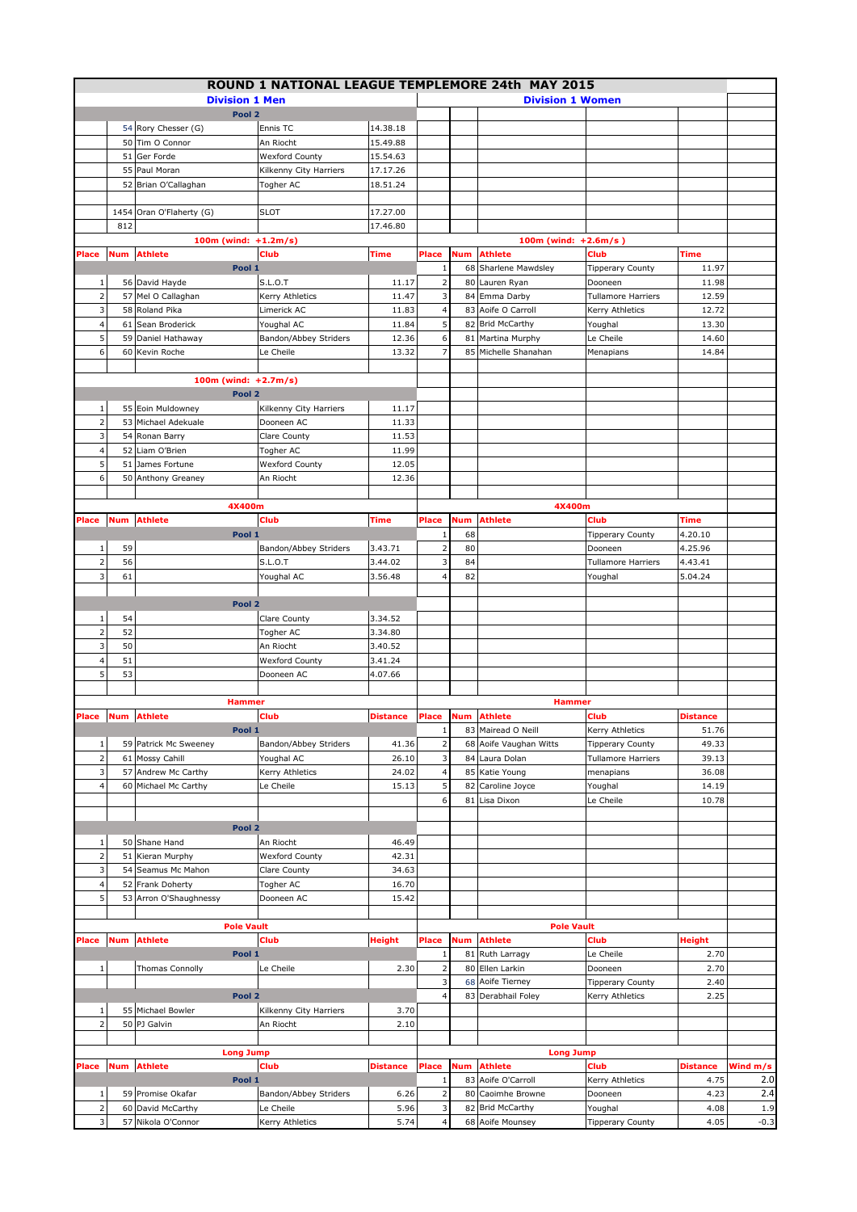# ROUND 1 NATIONAL LEAGUE TEMPLEMORE 24th MAY 2015

| Place | Num | Athlete | Club | Time | Place | Num | Athlete | Club | Time | |
|---|---|---|---|---|---|---|---|---|---|---|
| **Division 1 Men** | | | | | **Division 1 Women** | | | | | |
| **Pool 2** | | | | | | | | | | |
| | 54 | Rory Chesser (G) | Ennis TC | 14.38.18 | | | | | | |
| | 50 | Tim O Connor | An Riocht | 15.49.88 | | | | | | |
| | 51 | Ger Forde | Wexford County | 15.54.63 | | | | | | |
| | 55 | Paul Moran | Kilkenny City Harriers | 17.17.26 | | | | | | |
| | 52 | Brian O'Callaghan | Togher AC | 18.51.24 | | | | | | |
| | 1454 | Oran O'Flaherty (G) | SLOT | 17.27.00 | | | | | | |
| | 812 | | | 17.46.80 | | | | | | |
| **100m (wind: +1.2m/s)** | | | | | **100m (wind: +2.6m/s )** | | | | | |
| **Place** | **Num** | **Athlete** | **Club** | **Time** | **Place** | **Num** | **Athlete** | **Club** | **Time** | |
| **Pool 1** | | | | | 1 | 68 | Sharlene Mawdsley | Tipperary County | 11.97 | |
| 1 | 56 | David Hayde | S.L.O.T | 11.17 | 2 | 80 | Lauren Ryan | Dooneen | 11.98 | |
| 2 | 57 | Mel O Callaghan | Kerry Athletics | 11.47 | 3 | 84 | Emma Darby | Tullamore Harriers | 12.59 | |
| 3 | 58 | Roland Pika | Limerick AC | 11.83 | 4 | 83 | Aoife O Carroll | Kerry Athletics | 12.72 | |
| 4 | 61 | Sean Broderick | Youghal AC | 11.84 | 5 | 82 | Brid McCarthy | Youghal | 13.30 | |
| 5 | 59 | Daniel Hathaway | Bandon/Abbey Striders | 12.36 | 6 | 81 | Martina Murphy | Le Cheile | 14.60 | |
| 6 | 60 | Kevin Roche | Le Cheile | 13.32 | 7 | 85 | Michelle Shanahan | Menapians | 14.84 | |
| **100m (wind: +2.7m/s)** | | | | | | | | | | |
| **Pool 2** | | | | | | | | | | |
| 1 | 55 | Eoin Muldowney | Kilkenny City Harriers | 11.17 | | | | | | |
| 2 | 53 | Michael Adekuale | Dooneen AC | 11.33 | | | | | | |
| 3 | 54 | Ronan Barry | Clare County | 11.53 | | | | | | |
| 4 | 52 | Liam O'Brien | Togher AC | 11.99 | | | | | | |
| 5 | 51 | James Fortune | Wexford County | 12.05 | | | | | | |
| 6 | 50 | Anthony Greaney | An Riocht | 12.36 | | | | | | |
| **4X400m** | | | | | **4X400m** | | | | | |
| **Place** | **Num** | **Athlete** | **Club** | **Time** | **Place** | **Num** | **Athlete** | **Club** | **Time** | |
| **Pool 1** | | | | | 1 | 68 | | Tipperary County | 4.20.10 | |
| 1 | 59 | | Bandon/Abbey Striders | 3.43.71 | 2 | 80 | | Dooneen | 4.25.96 | |
| 2 | 56 | | S.L.O.T | 3.44.02 | 3 | 84 | | Tullamore Harriers | 4.43.41 | |
| 3 | 61 | | Youghal AC | 3.56.48 | 4 | 82 | | Youghal | 5.04.24 | |
| **Pool 2** | | | | | | | | | | |
| 1 | 54 | | Clare County | 3.34.52 | | | | | | |
| 2 | 52 | | Togher AC | 3.34.80 | | | | | | |
| 3 | 50 | | An Riocht | 3.40.52 | | | | | | |
| 4 | 51 | | Wexford County | 3.41.24 | | | | | | |
| 5 | 53 | | Dooneen AC | 4.07.66 | | | | | | |
| **Hammer** | | | | | **Hammer** | | | | | |
| **Place** | **Num** | **Athlete** | **Club** | **Distance** | **Place** | **Num** | **Athlete** | **Club** | **Distance** | |
| **Pool 1** | | | | | 1 | 83 | Mairead O Neill | Kerry Athletics | 51.76 | |
| 1 | 59 | Patrick Mc Sweeney | Bandon/Abbey Striders | 41.36 | 2 | 68 | Aoife Vaughan Witts | Tipperary County | 49.33 | |
| 2 | 61 | Mossy Cahill | Youghal AC | 26.10 | 3 | 84 | Laura Dolan | Tullamore Harriers | 39.13 | |
| 3 | 57 | Andrew Mc Carthy | Kerry Athletics | 24.02 | 4 | 85 | Katie Young | menapians | 36.08 | |
| 4 | 60 | Michael Mc Carthy | Le Cheile | 15.13 | 5 | 82 | Caroline Joyce | Youghal | 14.19 | |
| | | | | | 6 | 81 | Lisa Dixon | Le Cheile | 10.78 | |
| **Pool 2** | | | | | | | | | | |
| 1 | 50 | Shane Hand | An Riocht | 46.49 | | | | | | |
| 2 | 51 | Kieran Murphy | Wexford County | 42.31 | | | | | | |
| 3 | 54 | Seamus Mc Mahon | Clare County | 34.63 | | | | | | |
| 4 | 52 | Frank Doherty | Togher AC | 16.70 | | | | | | |
| 5 | 53 | Arron O'Shaughnessy | Dooneen AC | 15.42 | | | | | | |
| **Pole Vault** | | | | | **Pole Vault** | | | | | |
| **Place** | **Num** | **Athlete** | **Club** | **Height** | **Place** | **Num** | **Athlete** | **Club** | **Height** | |
| **Pool 1** | | | | | 1 | 81 | Ruth Larragy | Le Cheile | 2.70 | |
| 1 | | Thomas Connolly | Le Cheile | 2.30 | 2 | 80 | Ellen Larkin | Dooneen | 2.70 | |
| | | | | | 3 | 68 | Aoife Tierney | Tipperary County | 2.40 | |
| **Pool 2** | | | | | 4 | 83 | Derabhail Foley | Kerry Athletics | 2.25 | |
| 1 | 55 | Michael Bowler | Kilkenny City Harriers | 3.70 | | | | | | |
| 2 | 50 | PJ Galvin | An Riocht | 2.10 | | | | | | |
| **Long Jump** | | | | | **Long Jump** | | | | | |
| **Place** | **Num** | **Athlete** | **Club** | **Distance** | **Place** | **Num** | **Athlete** | **Club** | **Distance** | **Wind m/s** |
| **Pool 1** | | | | | 1 | 83 | Aoife O'Carroll | Kerry Athletics | 4.75 | 2.0 |
| 1 | 59 | Promise Okafar | Bandon/Abbey Striders | 6.26 | 2 | 80 | Caoimhe Browne | Dooneen | 4.23 | 2.4 |
| 2 | 60 | David McCarthy | Le Cheile | 5.96 | 3 | 82 | Brid McCarthy | Youghal | 4.08 | 1.9 |
| 3 | 57 | Nikola O'Connor | Kerry Athletics | 5.74 | 4 | 68 | Aoife Mounsey | Tipperary County | 4.05 | -0.3 |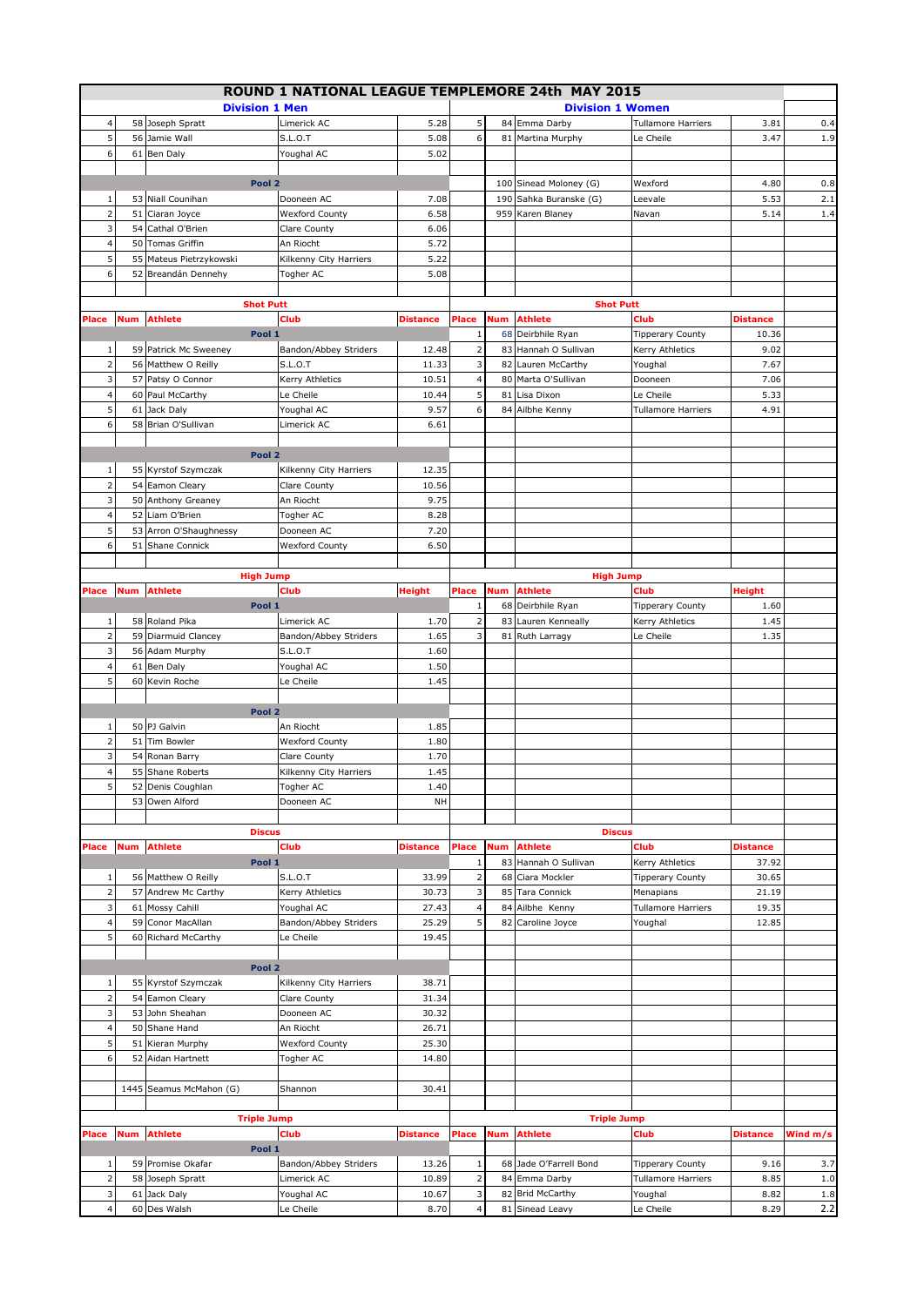# ROUND 1 NATIONAL LEAGUE TEMPLEMORE 24th MAY 2015

| Division 1 Men | | | | | Division 1 Women | | | | | |
|---|---|---|---|---|---|---|---|---|---|---|
| 4 | 58 | Joseph Spratt | Limerick AC | 5.28 | 5 | 84 | Emma Darby | Tullamore Harriers | 3.81 | 0.4 |
| 5 | 56 | Jamie Wall | S.L.O.T | 5.08 | 6 | 81 | Martina Murphy | Le Cheile | 3.47 | 1.9 |
| 6 | 61 | Ben Daly | Youghal AC | 5.02 | | | | | | |
| | | | | | | | | | | |
| | | Pool 2 | | | | 100 | Sinead Moloney (G) | Wexford | 4.80 | 0.8 |
| 1 | 53 | Niall Counihan | Dooneen AC | 7.08 | | 190 | Sahka Buranske (G) | Leevale | 5.53 | 2.1 |
| 2 | 51 | Ciaran Joyce | Wexford County | 6.58 | | 959 | Karen Blaney | Navan | 5.14 | 1.4 |
| 3 | 54 | Cathal O'Brien | Clare County | 6.06 | | | | | | |
| 4 | 50 | Tomas Griffin | An Riocht | 5.72 | | | | | | |
| 5 | 55 | Mateus Pietrzykowski | Kilkenny City Harriers | 5.22 | | | | | | |
| 6 | 52 | Breandán Dennehy | Togher AC | 5.08 | | | | | | |

| Shot Put | | | | | Shot Put | | | | | |
|---|---|---|---|---|---|---|---|---|---|---|
| Place | Num | Athlete | Club | Distance | Place | Num | Athlete | Club | Distance | |
| | | Pool 1 | | | 1 | 68 | Deirbhile Ryan | Tipperary County | 10.36 | |
| 1 | 59 | Patrick Mc Sweeney | Bandon/Abbey Striders | 12.48 | 2 | 83 | Hannah O Sullivan | Kerry Athletics | 9.02 | |
| 2 | 56 | Matthew O Reilly | S.L.O.T | 11.33 | 3 | 82 | Lauren McCarthy | Youghal | 7.67 | |
| 3 | 57 | Patsy O Connor | Kerry Athletics | 10.51 | 4 | 80 | Marta O'Sullivan | Dooneen | 7.06 | |
| 4 | 60 | Paul McCarthy | Le Cheile | 10.44 | 5 | 81 | Lisa Dixon | Le Cheile | 5.33 | |
| 5 | 61 | Jack Daly | Youghal AC | 9.57 | 6 | 84 | Ailbhe Kenny | Tullamore Harriers | 4.91 | |
| 6 | 58 | Brian O'Sullivan | Limerick AC | 6.61 | | | | | | |
| | | Pool 2 | | | | | | | | |
| 1 | 55 | Kyrstof Szymczak | Kilkenny City Harriers | 12.35 | | | | | | |
| 2 | 54 | Eamon Cleary | Clare County | 10.56 | | | | | | |
| 3 | 50 | Anthony Greaney | An Riocht | 9.75 | | | | | | |
| 4 | 52 | Liam O'Brien | Togher AC | 8.28 | | | | | | |
| 5 | 53 | Arron O'Shaughnessy | Dooneen AC | 7.20 | | | | | | |
| 6 | 51 | Shane Connick | Wexford County | 6.50 | | | | | | |

| High Jump | | | | | High Jump | | | | | |
|---|---|---|---|---|---|---|---|---|---|---|
| Place | Num | Athlete | Club | Height | Place | Num | Athlete | Club | Height | |
| | | Pool 1 | | | 1 | 68 | Deirbhile Ryan | Tipperary County | 1.60 | |
| 1 | 58 | Roland Pika | Limerick AC | 1.70 | 2 | 83 | Lauren Kenneally | Kerry Athletics | 1.45 | |
| 2 | 59 | Diarmuid Clancey | Bandon/Abbey Striders | 1.65 | 3 | 81 | Ruth Larragy | Le Cheile | 1.35 | |
| 3 | 56 | Adam Murphy | S.L.O.T | 1.60 | | | | | | |
| 4 | 61 | Ben Daly | Youghal AC | 1.50 | | | | | | |
| 5 | 60 | Kevin Roche | Le Cheile | 1.45 | | | | | | |
| | | Pool 2 | | | | | | | | |
| 1 | 50 | PJ Galvin | An Riocht | 1.85 | | | | | | |
| 2 | 51 | Tim Bowler | Wexford County | 1.80 | | | | | | |
| 3 | 54 | Ronan Barry | Clare County | 1.70 | | | | | | |
| 4 | 55 | Shane Roberts | Kilkenny City Harriers | 1.45 | | | | | | |
| 5 | 52 | Denis Coughlan | Togher AC | 1.40 | | | | | | |
| | 53 | Owen Alford | Dooneen AC | NH | | | | | | |

| Discus | | | | | Discus | | | | | |
|---|---|---|---|---|---|---|---|---|---|---|
| Place | Num | Athlete | Club | Distance | Place | Num | Athlete | Club | Distance | |
| | | Pool 1 | | | 1 | 83 | Hannah O Sullivan | Kerry Athletics | 37.92 | |
| 1 | 56 | Matthew O Reilly | S.L.O.T | 33.99 | 2 | 68 | Ciara Mockler | Tipperary County | 30.65 | |
| 2 | 57 | Andrew Mc Carthy | Kerry Athletics | 30.73 | 3 | 85 | Tara Connick | Menapians | 21.19 | |
| 3 | 61 | Mossy Cahill | Youghal AC | 27.43 | 4 | 84 | Ailbhe Kenny | Tullamore Harriers | 19.35 | |
| 4 | 59 | Conor MacAllan | Bandon/Abbey Striders | 25.29 | 5 | 82 | Caroline Joyce | Youghal | 12.85 | |
| 5 | 60 | Richard McCarthy | Le Cheile | 19.45 | | | | | | |
| | | Pool 2 | | | | | | | | |
| 1 | 55 | Kyrstof Szymczak | Kilkenny City Harriers | 38.71 | | | | | | |
| 2 | 54 | Eamon Cleary | Clare County | 31.34 | | | | | | |
| 3 | 53 | John Sheahan | Dooneen AC | 30.32 | | | | | | |
| 4 | 50 | Shane Hand | An Riocht | 26.71 | | | | | | |
| 5 | 51 | Kieran Murphy | Wexford County | 25.30 | | | | | | |
| 6 | 52 | Aidan Hartnett | Togher AC | 14.80 | | | | | | |
| | | | | | | | | | | |
| | 1445 | Seamus McMahon (G) | Shannon | 30.41 | | | | | | |

| Triple Jump | | | | | Triple Jump | | | | | |
|---|---|---|---|---|---|---|---|---|---|---|
| Place | Num | Athlete | Club | Distance | Place | Num | Athlete | Club | Distance | Wind m/s |
| | | Pool 1 | | | | | | | | |
| 1 | 59 | Promise Okafar | Bandon/Abbey Striders | 13.26 | 1 | 68 | Jade O'Farrell Bond | Tipperary County | 9.16 | 3.7 |
| 2 | 58 | Joseph Spratt | Limerick AC | 10.89 | 2 | 84 | Emma Darby | Tullamore Harriers | 8.85 | 1.0 |
| 3 | 61 | Jack Daly | Youghal AC | 10.67 | 3 | 82 | Brid McCarthy | Youghal | 8.82 | 1.8 |
| 4 | 60 | Des Walsh | Le Cheile | 8.70 | 4 | 81 | Sinead Leavy | Le Cheile | 8.29 | 2.2 |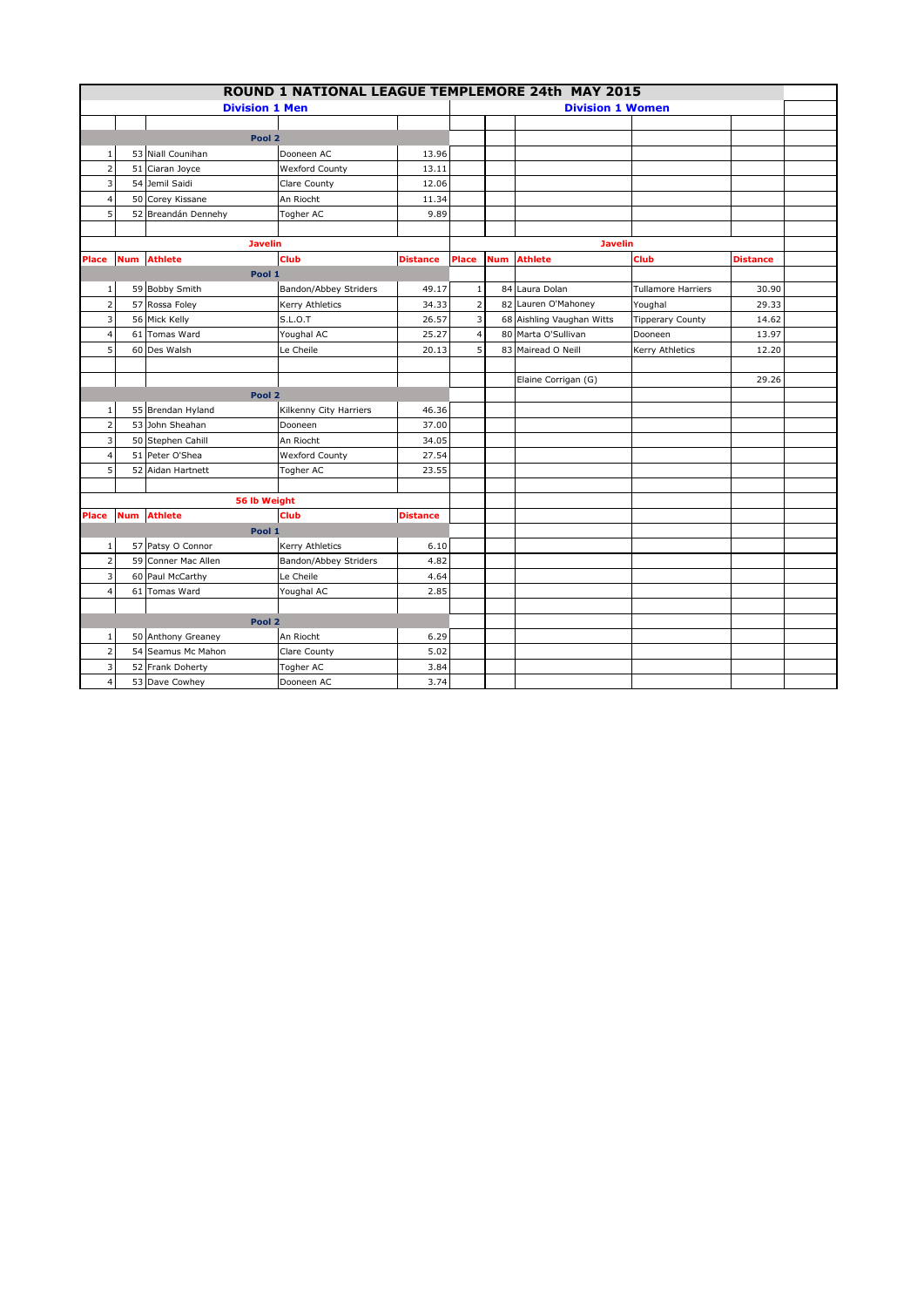# ROUND 1 NATIONAL LEAGUE TEMPLEMORE 24th MAY 2015

## Division 1 Men

**Pool 2**

| Place | Num | Athlete | Club | Distance |
|---|---|---|---|---|
| 1 | 53 | Niall Counihan | Dooneen AC | 13.96 |
| 2 | 51 | Ciaran Joyce | Wexford County | 13.11 |
| 3 | 54 | Jemil Saidi | Clare County | 12.06 |
| 4 | 50 | Corey Kissane | An Riocht | 11.34 |
| 5 | 52 | Breandán Dennehy | Togher AC | 9.89 |

### Javelin

| Place | Num | Athlete | Club | Distance |
|---|---|---|---|---|
| | | **Pool 1** | | |
| 1 | 59 | Bobby Smith | Bandon/Abbey Striders | 49.17 |
| 2 | 57 | Rossa Foley | Kerry Athletics | 34.33 |
| 3 | 56 | Mick Kelly | S.L.O.T | 26.57 |
| 4 | 61 | Tomas Ward | Youghal AC | 25.27 |
| 5 | 60 | Des Walsh | Le Cheile | 20.13 |
| | | **Pool 2** | | |
| 1 | 55 | Brendan Hyland | Kilkenny City Harriers | 46.36 |
| 2 | 53 | John Sheahan | Dooneen | 37.00 |
| 3 | 50 | Stephen Cahill | An Riocht | 34.05 |
| 4 | 51 | Peter O'Shea | Wexford County | 27.54 |
| 5 | 52 | Aidan Hartnett | Togher AC | 23.55 |

### 56 lb Weight

| Place | Num | Athlete | Club | Distance |
|---|---|---|---|---|
| | | **Pool 1** | | |
| 1 | 57 | Patsy O Connor | Kerry Athletics | 6.10 |
| 2 | 59 | Conner Mac Allen | Bandon/Abbey Striders | 4.82 |
| 3 | 60 | Paul McCarthy | Le Cheile | 4.64 |
| 4 | 61 | Tomas Ward | Youghal AC | 2.85 |
| | | **Pool 2** | | |
| 1 | 50 | Anthony Greaney | An Riocht | 6.29 |
| 2 | 54 | Seamus Mc Mahon | Clare County | 5.02 |
| 3 | 52 | Frank Doherty | Togher AC | 3.84 |
| 4 | 53 | Dave Cowhey | Dooneen AC | 3.74 |

## Division 1 Women

### Javelin

| Place | Num | Athlete | Club | Distance |
|---|---|---|---|---|
| 1 | 84 | Laura Dolan | Tullamore Harriers | 30.90 |
| 2 | 82 | Lauren O'Mahoney | Youghal | 29.33 |
| 3 | 68 | Aishling Vaughan Witts | Tipperary County | 14.62 |
| 4 | 80 | Marta O'Sullivan | Dooneen | 13.97 |
| 5 | 83 | Mairead O Neill | Kerry Athletics | 12.20 |
| | | | | |
| | | Elaine Corrigan (G) | | 29.26 |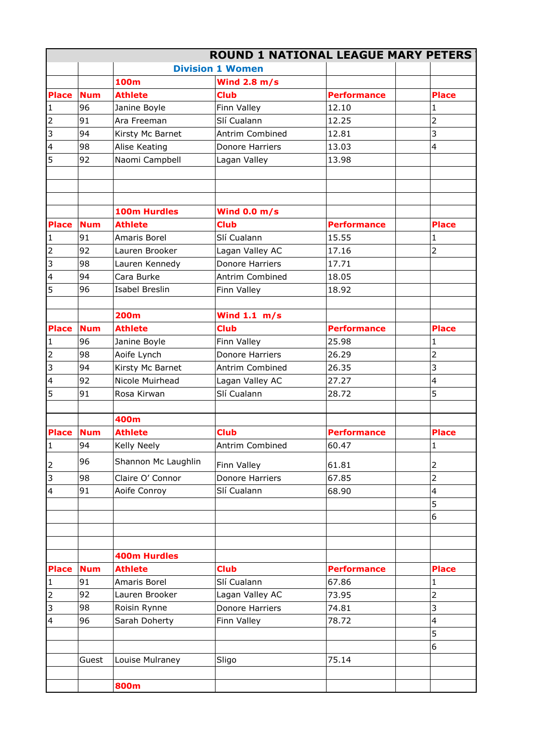| ROUND 1 NATIONAL LEAGUE MARY PETERS | | | | | | |
|---|---|---|---|---|---|---|
| | | Division 1 Women | | | | |
| | | 100m | Wind 2.8 m/s | | | |
| Place | Num | Athlete | Club | Performance | | Place |
| 1 | 96 | Janine Boyle | Finn Valley | 12.10 | | 1 |
| 2 | 91 | Ara Freeman | Slí Cualann | 12.25 | | 2 |
| 3 | 94 | Kirsty Mc Barnet | Antrim Combined | 12.81 | | 3 |
| 4 | 98 | Alise Keating | Donore Harriers | 13.03 | | 4 |
| 5 | 92 | Naomi Campbell | Lagan Valley | 13.98 | | |
| | | | | | | |
| | | | | | | |
| | | | | | | |
| | | 100m Hurdles | Wind 0.0 m/s | | | |
| Place | Num | Athlete | Club | Performance | | Place |
| 1 | 91 | Amaris Borel | Slí Cualann | 15.55 | | 1 |
| 2 | 92 | Lauren Brooker | Lagan Valley AC | 17.16 | | 2 |
| 3 | 98 | Lauren Kennedy | Donore Harriers | 17.71 | | |
| 4 | 94 | Cara Burke | Antrim Combined | 18.05 | | |
| 5 | 96 | Isabel Breslin | Finn Valley | 18.92 | | |
| | | | | | | |
| | | 200m | Wind 1.1 m/s | | | |
| Place | Num | Athlete | Club | Performance | | Place |
| 1 | 96 | Janine Boyle | Finn Valley | 25.98 | | 1 |
| 2 | 98 | Aoife Lynch | Donore Harriers | 26.29 | | 2 |
| 3 | 94 | Kirsty Mc Barnet | Antrim Combined | 26.35 | | 3 |
| 4 | 92 | Nicole Muirhead | Lagan Valley AC | 27.27 | | 4 |
| 5 | 91 | Rosa Kirwan | Slí Cualann | 28.72 | | 5 |
| | | | | | | |
| | | 400m | | | | |
| Place | Num | Athlete | Club | Performance | | Place |
| 1 | 94 | Kelly Neely | Antrim Combined | 60.47 | | 1 |
| 2 | 96 | Shannon Mc Laughlin | Finn Valley | 61.81 | | 2 |
| 3 | 98 | Claire O' Connor | Donore Harriers | 67.85 | | 2 |
| 4 | 91 | Aoife Conroy | Slí Cualann | 68.90 | | 4 |
| | | | | | | 5 |
| | | | | | | 6 |
| | | | | | | |
| | | | | | | |
| | | 400m Hurdles | | | | |
| Place | Num | Athlete | Club | Performance | | Place |
| 1 | 91 | Amaris Borel | Slí Cualann | 67.86 | | 1 |
| 2 | 92 | Lauren Brooker | Lagan Valley AC | 73.95 | | 2 |
| 3 | 98 | Roisin Rynne | Donore Harriers | 74.81 | | 3 |
| 4 | 96 | Sarah Doherty | Finn Valley | 78.72 | | 4 |
| | | | | | | 5 |
| | | | | | | 6 |
| | Guest | Louise Mulraney | Sligo | 75.14 | | |
| | | | | | | |
| | | 800m | | | | |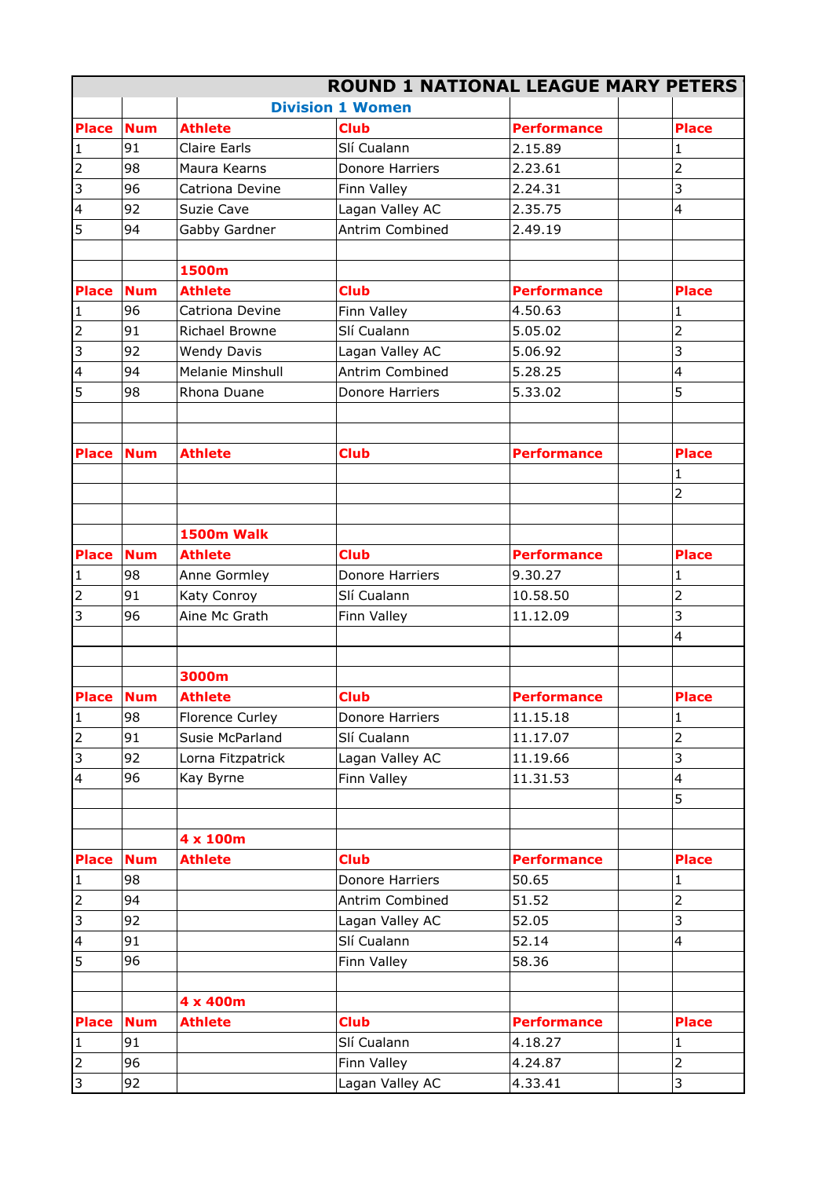## ROUND 1 NATIONAL LEAGUE MARY PETERS

### Division 1 Women

| Place | Num | Athlete | Club | Performance | | Place |
|---|---|---|---|---|---|---|
| 1 | 91 | Claire Earls | Slí Cualann | 2.15.89 | | 1 |
| 2 | 98 | Maura Kearns | Donore Harriers | 2.23.61 | | 2 |
| 3 | 96 | Catriona Devine | Finn Valley | 2.24.31 | | 3 |
| 4 | 92 | Suzie Cave | Lagan Valley AC | 2.35.75 | | 4 |
| 5 | 94 | Gabby Gardner | Antrim Combined | 2.49.19 | | |

### 1500m

| Place | Num | Athlete | Club | Performance | | Place |
|---|---|---|---|---|---|---|
| 1 | 96 | Catriona Devine | Finn Valley | 4.50.63 | | 1 |
| 2 | 91 | Richael Browne | Slí Cualann | 5.05.02 | | 2 |
| 3 | 92 | Wendy Davis | Lagan Valley AC | 5.06.92 | | 3 |
| 4 | 94 | Melanie Minshull | Antrim Combined | 5.28.25 | | 4 |
| 5 | 98 | Rhona Duane | Donore Harriers | 5.33.02 | | 5 |

| Place | Num | Athlete | Club | Performance | | Place |
|---|---|---|---|---|---|---|
| | | | | | | 1 |
| | | | | | | 2 |

### 1500m Walk

| Place | Num | Athlete | Club | Performance | | Place |
|---|---|---|---|---|---|---|
| 1 | 98 | Anne Gormley | Donore Harriers | 9.30.27 | | 1 |
| 2 | 91 | Katy Conroy | Slí Cualann | 10.58.50 | | 2 |
| 3 | 96 | Aine Mc Grath | Finn Valley | 11.12.09 | | 3 |
| | | | | | | 4 |

### 3000m

| Place | Num | Athlete | Club | Performance | | Place |
|---|---|---|---|---|---|---|
| 1 | 98 | Florence Curley | Donore Harriers | 11.15.18 | | 1 |
| 2 | 91 | Susie McParland | Slí Cualann | 11.17.07 | | 2 |
| 3 | 92 | Lorna Fitzpatrick | Lagan Valley AC | 11.19.66 | | 3 |
| 4 | 96 | Kay Byrne | Finn Valley | 11.31.53 | | 4 |
| | | | | | | 5 |

### 4 x 100m

| Place | Num | Athlete | Club | Performance | | Place |
|---|---|---|---|---|---|---|
| 1 | 98 | | Donore Harriers | 50.65 | | 1 |
| 2 | 94 | | Antrim Combined | 51.52 | | 2 |
| 3 | 92 | | Lagan Valley AC | 52.05 | | 3 |
| 4 | 91 | | Slí Cualann | 52.14 | | 4 |
| 5 | 96 | | Finn Valley | 58.36 | | |

### 4 x 400m

| Place | Num | Athlete | Club | Performance | | Place |
|---|---|---|---|---|---|---|
| 1 | 91 | | Slí Cualann | 4.18.27 | | 1 |
| 2 | 96 | | Finn Valley | 4.24.87 | | 2 |
| 3 | 92 | | Lagan Valley AC | 4.33.41 | | 3 |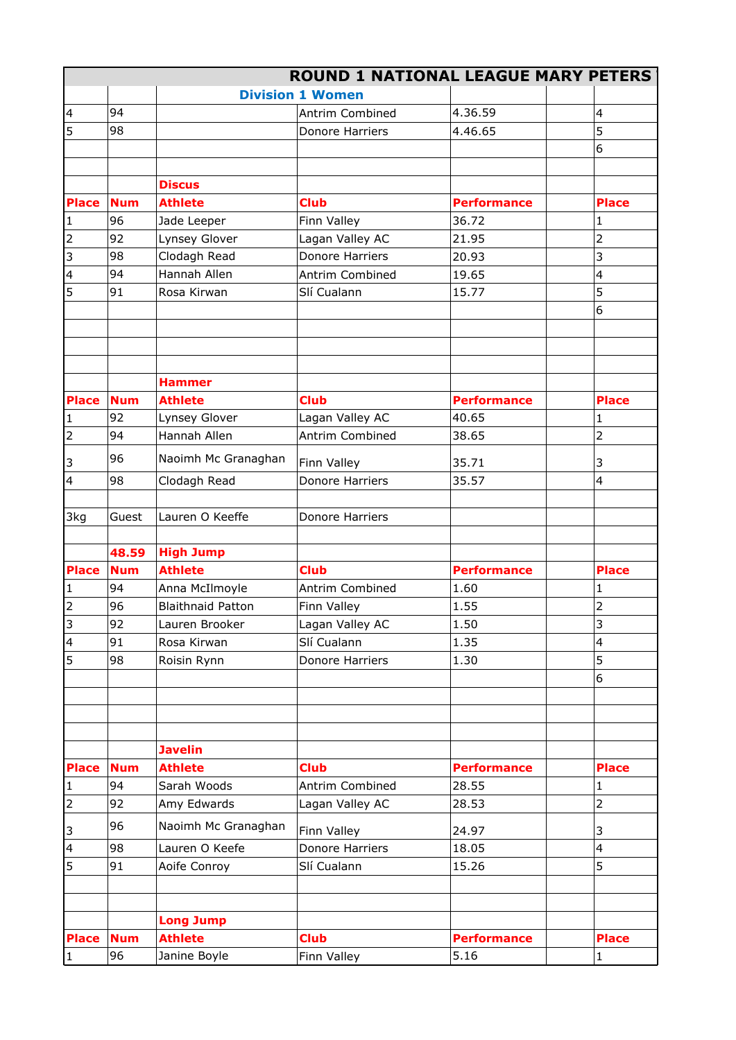# ROUND 1 NATIONAL LEAGUE MARY PETERS

## Division 1 Women

| | | | | | | |
|---|---|---|---|---|---|---|
| 4 | 94 | | Antrim Combined | 4.36.59 | | 4 |
| 5 | 98 | | Donore Harriers | 4.46.65 | | 5 |
| | | | | | | 6 |

### Discus

| Place | Num | Athlete | Club | Performance | | Place |
|---|---|---|---|---|---|---|
| 1 | 96 | Jade Leeper | Finn Valley | 36.72 | | 1 |
| 2 | 92 | Lynsey Glover | Lagan Valley AC | 21.95 | | 2 |
| 3 | 98 | Clodagh Read | Donore Harriers | 20.93 | | 3 |
| 4 | 94 | Hannah Allen | Antrim Combined | 19.65 | | 4 |
| 5 | 91 | Rosa Kirwan | Slí Cualann | 15.77 | | 5 |
| | | | | | | 6 |

### Hammer

| Place | Num | Athlete | Club | Performance | | Place |
|---|---|---|---|---|---|---|
| 1 | 92 | Lynsey Glover | Lagan Valley AC | 40.65 | | 1 |
| 2 | 94 | Hannah Allen | Antrim Combined | 38.65 | | 2 |
| 3 | 96 | Naoimh Mc Granaghan | Finn Valley | 35.71 | | 3 |
| 4 | 98 | Clodagh Read | Donore Harriers | 35.57 | | 4 |
| | | | | | | |
| 3kg | Guest | Lauren O Keeffe | Donore Harriers | | | |

### High Jump

| Place | Num (48.59) | Athlete | Club | Performance | | Place |
|---|---|---|---|---|---|---|
| 1 | 94 | Anna McIlmoyle | Antrim Combined | 1.60 | | 1 |
| 2 | 96 | Blaithnaid Patton | Finn Valley | 1.55 | | 2 |
| 3 | 92 | Lauren Brooker | Lagan Valley AC | 1.50 | | 3 |
| 4 | 91 | Rosa Kirwan | Slí Cualann | 1.35 | | 4 |
| 5 | 98 | Roisin Rynn | Donore Harriers | 1.30 | | 5 |
| | | | | | | 6 |

### Javelin

| Place | Num | Athlete | Club | Performance | | Place |
|---|---|---|---|---|---|---|
| 1 | 94 | Sarah Woods | Antrim Combined | 28.55 | | 1 |
| 2 | 92 | Amy Edwards | Lagan Valley AC | 28.53 | | 2 |
| 3 | 96 | Naoimh Mc Granaghan | Finn Valley | 24.97 | | 3 |
| 4 | 98 | Lauren O Keefe | Donore Harriers | 18.05 | | 4 |
| 5 | 91 | Aoife Conroy | Slí Cualann | 15.26 | | 5 |

### Long Jump

| Place | Num | Athlete | Club | Performance | | Place |
|---|---|---|---|---|---|---|
| 1 | 96 | Janine Boyle | Finn Valley | 5.16 | | 1 |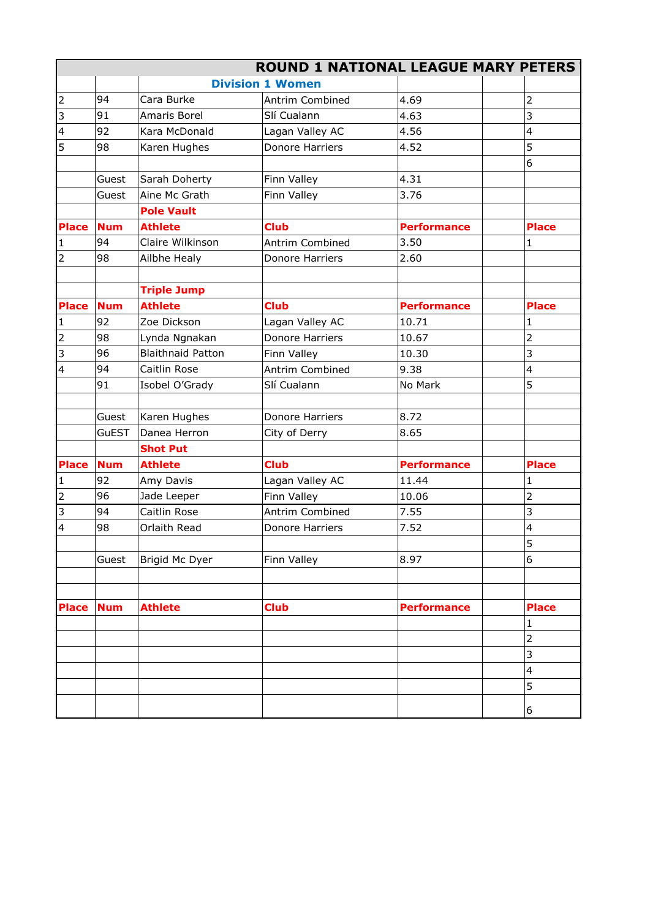| ROUND 1 NATIONAL LEAGUE MARY PETERS | | | | | | |
|---|---|---|---|---|---|---|
| | | Division 1 Women | | | | |
| 2 | 94 | Cara Burke | Antrim Combined | 4.69 | | 2 |
| 3 | 91 | Amaris Borel | Slí Cualann | 4.63 | | 3 |
| 4 | 92 | Kara McDonald | Lagan Valley AC | 4.56 | | 4 |
| 5 | 98 | Karen Hughes | Donore Harriers | 4.52 | | 5 |
| | | | | | | 6 |
| | Guest | Sarah Doherty | Finn Valley | 4.31 | | |
| | Guest | Aine Mc Grath | Finn Valley | 3.76 | | |
| | | **Pole Vault** | | | | |
| **Place** | **Num** | **Athlete** | **Club** | **Performance** | | **Place** |
| 1 | 94 | Claire Wilkinson | Antrim Combined | 3.50 | | 1 |
| 2 | 98 | Ailbhe Healy | Donore Harriers | 2.60 | | |
| | | | | | | |
| | | **Triple Jump** | | | | |
| **Place** | **Num** | **Athlete** | **Club** | **Performance** | | **Place** |
| 1 | 92 | Zoe Dickson | Lagan Valley AC | 10.71 | | 1 |
| 2 | 98 | Lynda Ngnakan | Donore Harriers | 10.67 | | 2 |
| 3 | 96 | Blaithnaid Patton | Finn Valley | 10.30 | | 3 |
| 4 | 94 | Caitlin Rose | Antrim Combined | 9.38 | | 4 |
| | 91 | Isobel O'Grady | Slí Cualann | No Mark | | 5 |
| | | | | | | |
| | Guest | Karen Hughes | Donore Harriers | 8.72 | | |
| | GuEST | Danea Herron | City of Derry | 8.65 | | |
| | | **Shot Put** | | | | |
| **Place** | **Num** | **Athlete** | **Club** | **Performance** | | **Place** |
| 1 | 92 | Amy Davis | Lagan Valley AC | 11.44 | | 1 |
| 2 | 96 | Jade Leeper | Finn Valley | 10.06 | | 2 |
| 3 | 94 | Caitlin Rose | Antrim Combined | 7.55 | | 3 |
| 4 | 98 | Orlaith Read | Donore Harriers | 7.52 | | 4 |
| | | | | | | 5 |
| | Guest | Brigid Mc Dyer | Finn Valley | 8.97 | | 6 |
| | | | | | | |
| | | | | | | |
| **Place** | **Num** | **Athlete** | **Club** | **Performance** | | **Place** |
| | | | | | | 1 |
| | | | | | | 2 |
| | | | | | | 3 |
| | | | | | | 4 |
| | | | | | | 5 |
| | | | | | | 6 |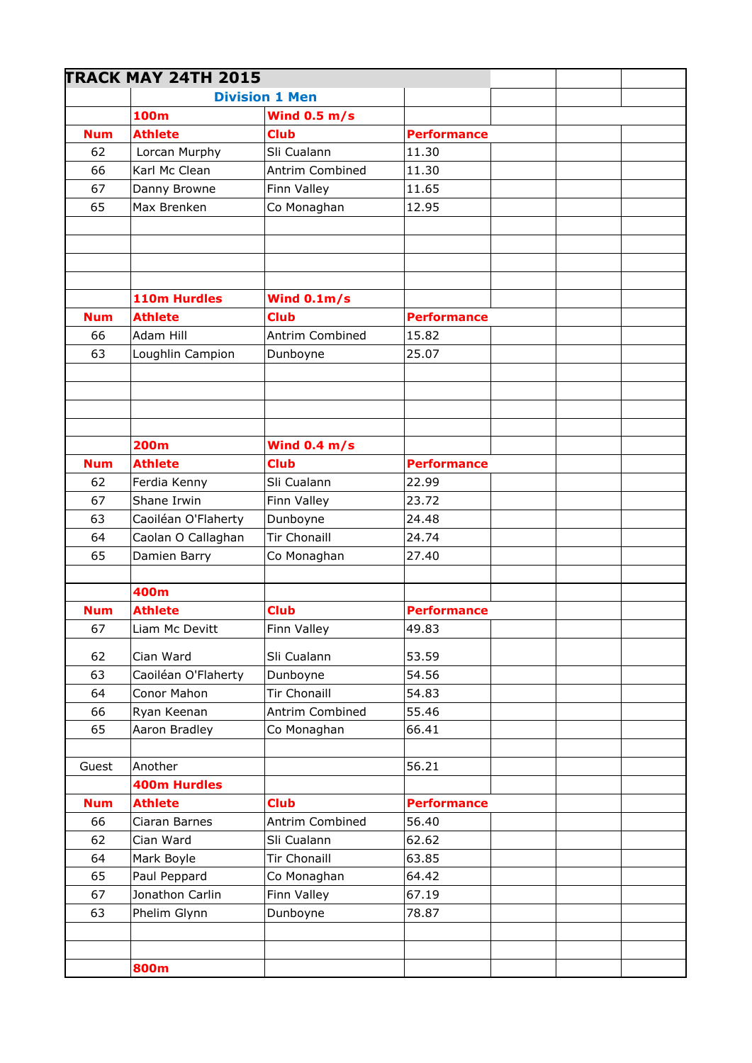# TRACK MAY 24TH 2015

## Division 1 Men

| | 100m | Wind 0.5 m/s | |
|---|---|---|---|
| **Num** | **Athlete** | **Club** | **Performance** |
| 62 | Lorcan Murphy | Sli Cualann | 11.30 |
| 66 | Karl Mc Clean | Antrim Combined | 11.30 |
| 67 | Danny Browne | Finn Valley | 11.65 |
| 65 | Max Brenken | Co Monaghan | 12.95 |

| | 110m Hurdles | Wind 0.1m/s | |
|---|---|---|---|
| **Num** | **Athlete** | **Club** | **Performance** |
| 66 | Adam Hill | Antrim Combined | 15.82 |
| 63 | Loughlin Campion | Dunboyne | 25.07 |

| | 200m | Wind 0.4 m/s | |
|---|---|---|---|
| **Num** | **Athlete** | **Club** | **Performance** |
| 62 | Ferdia Kenny | Sli Cualann | 22.99 |
| 67 | Shane Irwin | Finn Valley | 23.72 |
| 63 | Caoiléan O'Flaherty | Dunboyne | 24.48 |
| 64 | Caolan O Callaghan | Tir Chonaill | 24.74 |
| 65 | Damien Barry | Co Monaghan | 27.40 |

| | 400m | | |
|---|---|---|---|
| **Num** | **Athlete** | **Club** | **Performance** |
| 67 | Liam Mc Devitt | Finn Valley | 49.83 |
| 62 | Cian Ward | Sli Cualann | 53.59 |
| 63 | Caoiléan O'Flaherty | Dunboyne | 54.56 |
| 64 | Conor Mahon | Tir Chonaill | 54.83 |
| 66 | Ryan Keenan | Antrim Combined | 55.46 |
| 65 | Aaron Bradley | Co Monaghan | 66.41 |
| | | | |
| Guest | Another | | 56.21 |

| | 400m Hurdles | | |
|---|---|---|---|
| **Num** | **Athlete** | **Club** | **Performance** |
| 66 | Ciaran Barnes | Antrim Combined | 56.40 |
| 62 | Cian Ward | Sli Cualann | 62.62 |
| 64 | Mark Boyle | Tir Chonaill | 63.85 |
| 65 | Paul Peppard | Co Monaghan | 64.42 |
| 67 | Jonathon Carlin | Finn Valley | 67.19 |
| 63 | Phelim Glynn | Dunboyne | 78.87 |

| | 800m | | |
|---|---|---|---|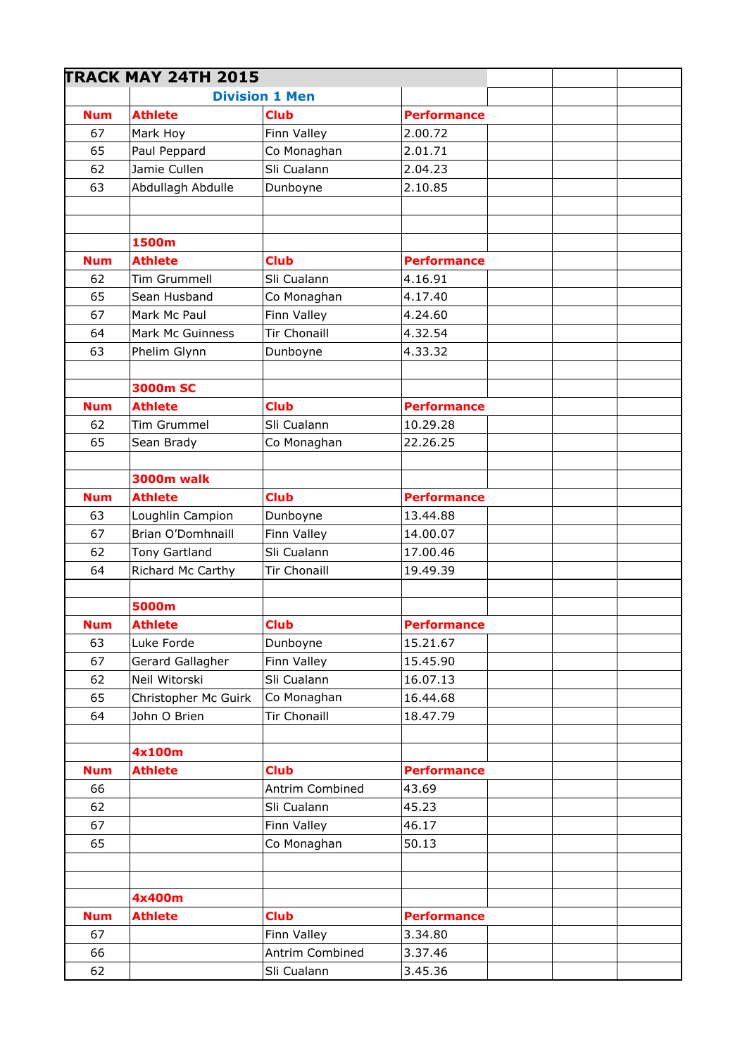## TRACK MAY 24TH 2015

### Division 1 Men

| Num | Athlete | Club | Performance |
|---|---|---|---|
| 67 | Mark Hoy | Finn Valley | 2.00.72 |
| 65 | Paul Peppard | Co Monaghan | 2.01.71 |
| 62 | Jamie Cullen | Sli Cualann | 2.04.23 |
| 63 | Abdullagh Abdulle | Dunboyne | 2.10.85 |

**1500m**

| Num | Athlete | Club | Performance |
|---|---|---|---|
| 62 | Tim Grummell | Sli Cualann | 4.16.91 |
| 65 | Sean Husband | Co Monaghan | 4.17.40 |
| 67 | Mark Mc Paul | Finn Valley | 4.24.60 |
| 64 | Mark Mc Guinness | Tir Chonaill | 4.32.54 |
| 63 | Phelim Glynn | Dunboyne | 4.33.32 |

**3000m SC**

| Num | Athlete | Club | Performance |
|---|---|---|---|
| 62 | Tim Grummel | Sli Cualann | 10.29.28 |
| 65 | Sean Brady | Co Monaghan | 22.26.25 |

**3000m walk**

| Num | Athlete | Club | Performance |
|---|---|---|---|
| 63 | Loughlin Campion | Dunboyne | 13.44.88 |
| 67 | Brian O'Domhnaill | Finn Valley | 14.00.07 |
| 62 | Tony Gartland | Sli Cualann | 17.00.46 |
| 64 | Richard Mc Carthy | Tir Chonaill | 19.49.39 |

**5000m**

| Num | Athlete | Club | Performance |
|---|---|---|---|
| 63 | Luke Forde | Dunboyne | 15.21.67 |
| 67 | Gerard Gallagher | Finn Valley | 15.45.90 |
| 62 | Neil Witorski | Sli Cualann | 16.07.13 |
| 65 | Christopher Mc Guirk | Co Monaghan | 16.44.68 |
| 64 | John O Brien | Tir Chonaill | 18.47.79 |

**4x100m**

| Num | Athlete | Club | Performance |
|---|---|---|---|
| 66 | | Antrim Combined | 43.69 |
| 62 | | Sli Cualann | 45.23 |
| 67 | | Finn Valley | 46.17 |
| 65 | | Co Monaghan | 50.13 |

**4x400m**

| Num | Athlete | Club | Performance |
|---|---|---|---|
| 67 | | Finn Valley | 3.34.80 |
| 66 | | Antrim Combined | 3.37.46 |
| 62 | | Sli Cualann | 3.45.36 |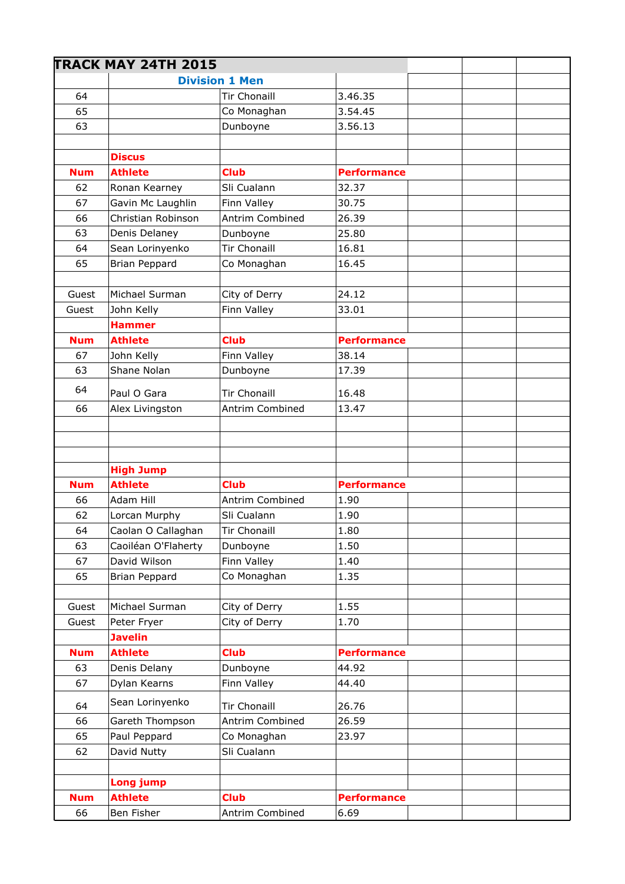| TRACK MAY 24TH 2015 | | | | | | |
|---|---|---|---|---|---|---|
| | Division 1 Men | | | | | |
| 64 | | Tir Chonaill | 3.46.35 | | | |
| 65 | | Co Monaghan | 3.54.45 | | | |
| 63 | | Dunboyne | 3.56.13 | | | |
| | | | | | | |
| | **Discus** | | | | | |
| **Num** | **Athlete** | **Club** | **Performance** | | | |
| 62 | Ronan Kearney | Sli Cualann | 32.37 | | | |
| 67 | Gavin Mc Laughlin | Finn Valley | 30.75 | | | |
| 66 | Christian Robinson | Antrim Combined | 26.39 | | | |
| 63 | Denis Delaney | Dunboyne | 25.80 | | | |
| 64 | Sean Lorinyenko | Tir Chonaill | 16.81 | | | |
| 65 | Brian Peppard | Co Monaghan | 16.45 | | | |
| | | | | | | |
| Guest | Michael Surman | City of Derry | 24.12 | | | |
| Guest | John Kelly | Finn Valley | 33.01 | | | |
| | **Hammer** | | | | | |
| **Num** | **Athlete** | **Club** | **Performance** | | | |
| 67 | John Kelly | Finn Valley | 38.14 | | | |
| 63 | Shane Nolan | Dunboyne | 17.39 | | | |
| 64 | Paul O Gara | Tir Chonaill | 16.48 | | | |
| 66 | Alex Livingston | Antrim Combined | 13.47 | | | |
| | | | | | | |
| | | | | | | |
| | | | | | | |
| | **High Jump** | | | | | |
| **Num** | **Athlete** | **Club** | **Performance** | | | |
| 66 | Adam Hill | Antrim Combined | 1.90 | | | |
| 62 | Lorcan Murphy | Sli Cualann | 1.90 | | | |
| 64 | Caolan O Callaghan | Tir Chonaill | 1.80 | | | |
| 63 | Caoiléan O'Flaherty | Dunboyne | 1.50 | | | |
| 67 | David Wilson | Finn Valley | 1.40 | | | |
| 65 | Brian Peppard | Co Monaghan | 1.35 | | | |
| | | | | | | |
| Guest | Michael Surman | City of Derry | 1.55 | | | |
| Guest | Peter Fryer | City of Derry | 1.70 | | | |
| | **Javelin** | | | | | |
| **Num** | **Athlete** | **Club** | **Performance** | | | |
| 63 | Denis Delany | Dunboyne | 44.92 | | | |
| 67 | Dylan Kearns | Finn Valley | 44.40 | | | |
| 64 | Sean Lorinyenko | Tir Chonaill | 26.76 | | | |
| 66 | Gareth Thompson | Antrim Combined | 26.59 | | | |
| 65 | Paul Peppard | Co Monaghan | 23.97 | | | |
| 62 | David Nutty | Sli Cualann | | | | |
| | | | | | | |
| | **Long jump** | | | | | |
| **Num** | **Athlete** | **Club** | **Performance** | | | |
| 66 | Ben Fisher | Antrim Combined | 6.69 | | | |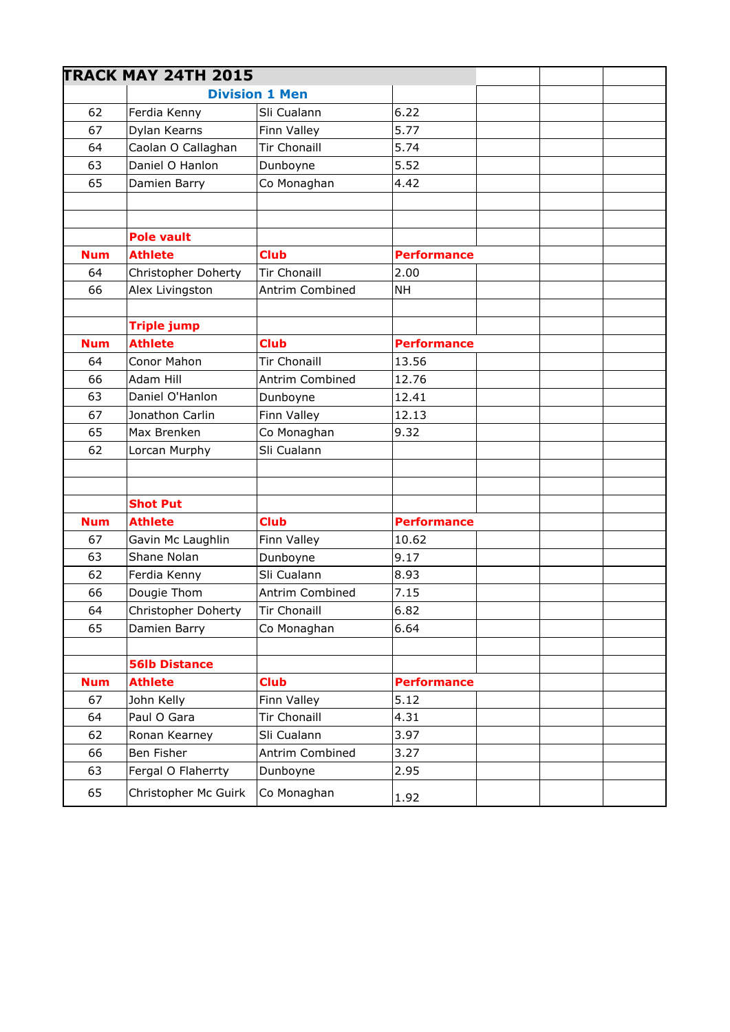| TRACK MAY 24TH 2015 | | | | | | |
|---|---|---|---|---|---|---|
| | **Division 1 Men** | | | | | |
| 62 | Ferdia Kenny | Sli Cualann | 6.22 | | | |
| 67 | Dylan Kearns | Finn Valley | 5.77 | | | |
| 64 | Caolan O Callaghan | Tir Chonaill | 5.74 | | | |
| 63 | Daniel O Hanlon | Dunboyne | 5.52 | | | |
| 65 | Damien Barry | Co Monaghan | 4.42 | | | |
| | | | | | | |
| | | | | | | |
| | **Pole vault** | | | | | |
| **Num** | **Athlete** | **Club** | **Performance** | | | |
| 64 | Christopher Doherty | Tir Chonaill | 2.00 | | | |
| 66 | Alex Livingston | Antrim Combined | NH | | | |
| | | | | | | |
| | **Triple jump** | | | | | |
| **Num** | **Athlete** | **Club** | **Performance** | | | |
| 64 | Conor Mahon | Tir Chonaill | 13.56 | | | |
| 66 | Adam Hill | Antrim Combined | 12.76 | | | |
| 63 | Daniel O'Hanlon | Dunboyne | 12.41 | | | |
| 67 | Jonathon Carlin | Finn Valley | 12.13 | | | |
| 65 | Max Brenken | Co Monaghan | 9.32 | | | |
| 62 | Lorcan Murphy | Sli Cualann | | | | |
| | | | | | | |
| | | | | | | |
| | **Shot Put** | | | | | |
| **Num** | **Athlete** | **Club** | **Performance** | | | |
| 67 | Gavin Mc Laughlin | Finn Valley | 10.62 | | | |
| 63 | Shane Nolan | Dunboyne | 9.17 | | | |
| 62 | Ferdia Kenny | Sli Cualann | 8.93 | | | |
| 66 | Dougie Thom | Antrim Combined | 7.15 | | | |
| 64 | Christopher Doherty | Tir Chonaill | 6.82 | | | |
| 65 | Damien Barry | Co Monaghan | 6.64 | | | |
| | | | | | | |
| | **56lb Distance** | | | | | |
| **Num** | **Athlete** | **Club** | **Performance** | | | |
| 67 | John Kelly | Finn Valley | 5.12 | | | |
| 64 | Paul O Gara | Tir Chonaill | 4.31 | | | |
| 62 | Ronan Kearney | Sli Cualann | 3.97 | | | |
| 66 | Ben Fisher | Antrim Combined | 3.27 | | | |
| 63 | Fergal O Flaherrty | Dunboyne | 2.95 | | | |
| 65 | Christopher Mc Guirk | Co Monaghan | 1.92 | | | |